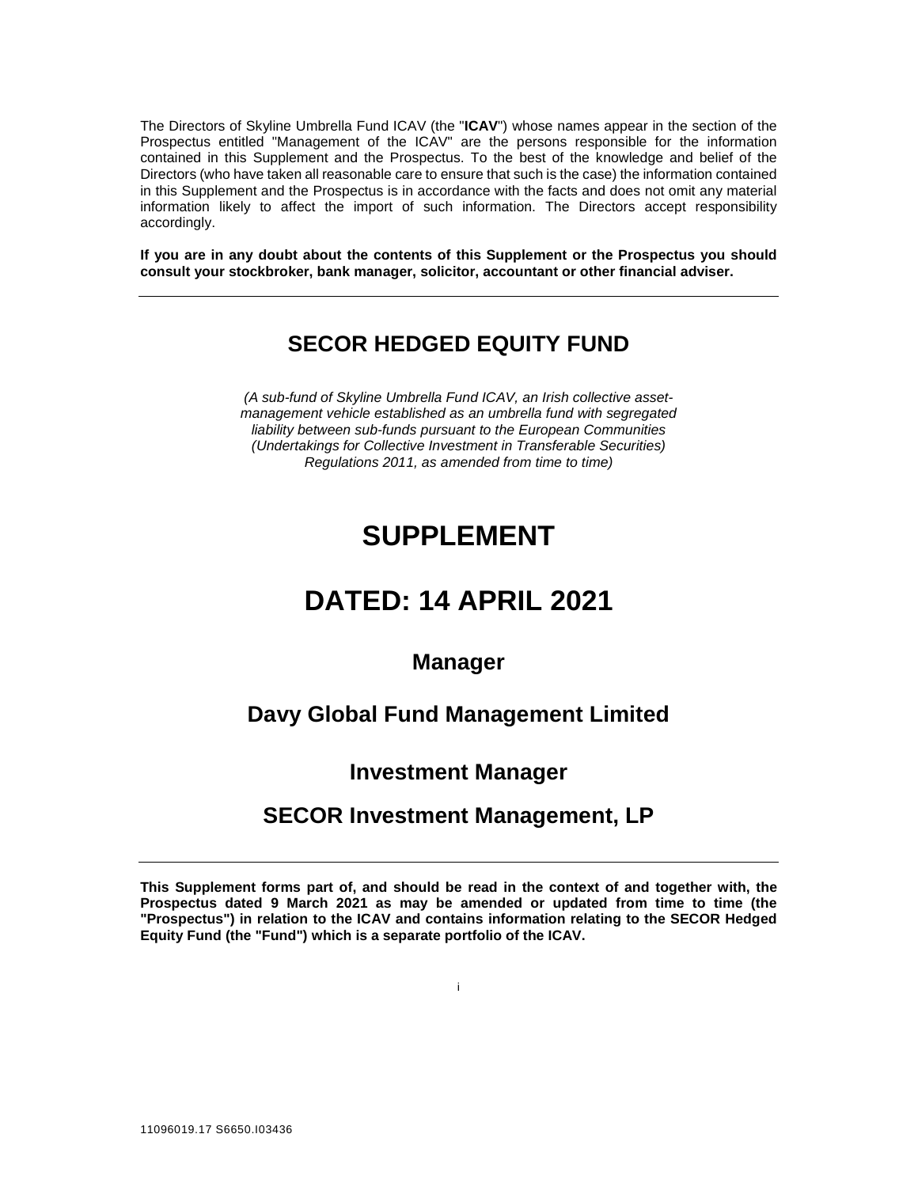The Directors of Skyline Umbrella Fund ICAV (the "**ICAV**") whose names appear in the section of the Prospectus entitled "Management of the ICAV" are the persons responsible for the information contained in this Supplement and the Prospectus. To the best of the knowledge and belief of the Directors (who have taken all reasonable care to ensure that such is the case) the information contained in this Supplement and the Prospectus is in accordance with the facts and does not omit any material information likely to affect the import of such information. The Directors accept responsibility accordingly.

**If you are in any doubt about the contents of this Supplement or the Prospectus you should consult your stockbroker, bank manager, solicitor, accountant or other financial adviser.**

---

## SECOR HEDGED EQUITY FUND

*(A sub-fund of Skyline Umbrella Fund ICAV, an Irish collective asset-management vehicle established as an umbrella fund with segregated liability between sub-funds pursuant to the European Communities (Undertakings for Collective Investment in Transferable Securities) Regulations 2011, as amended from time to time)*

# SUPPLEMENT

# DATED: 14 APRIL 2021

### Manager

### Davy Global Fund Management Limited

### Investment Manager

### SECOR Investment Management, LP

---

**This Supplement forms part of, and should be read in the context of and together with, the Prospectus dated 9 March 2021 as may be amended or updated from time to time (the "Prospectus") in relation to the ICAV and contains information relating to the SECOR Hedged Equity Fund (the "Fund") which is a separate portfolio of the ICAV.**

11096019.17 S6650.I03436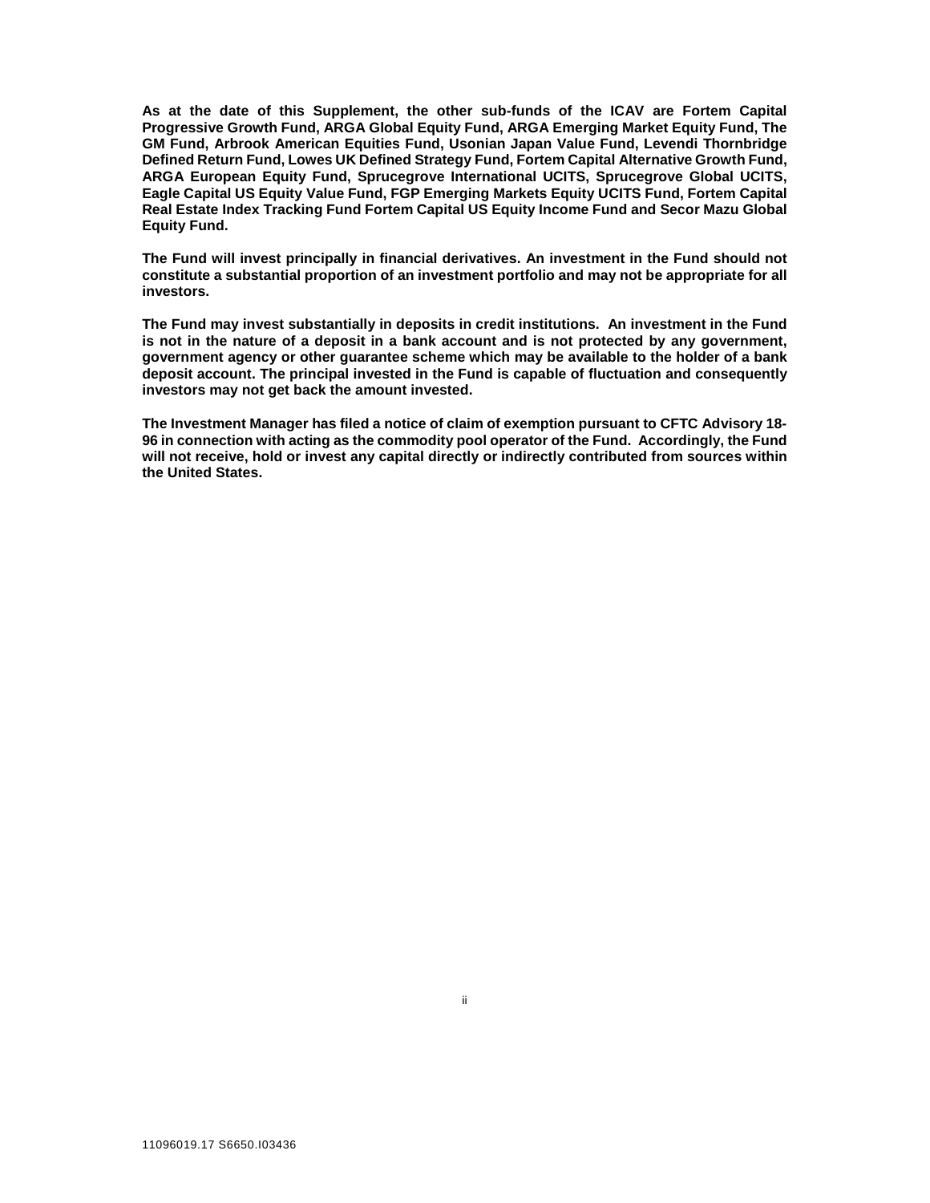**As at the date of this Supplement, the other sub-funds of the ICAV are Fortem Capital Progressive Growth Fund, ARGA Global Equity Fund, ARGA Emerging Market Equity Fund, The GM Fund, Arbrook American Equities Fund, Usonian Japan Value Fund, Levendi Thornbridge Defined Return Fund, Lowes UK Defined Strategy Fund, Fortem Capital Alternative Growth Fund, ARGA European Equity Fund, Sprucegrove International UCITS, Sprucegrove Global UCITS, Eagle Capital US Equity Value Fund, FGP Emerging Markets Equity UCITS Fund, Fortem Capital Real Estate Index Tracking Fund Fortem Capital US Equity Income Fund and Secor Mazu Global Equity Fund.**

**The Fund will invest principally in financial derivatives. An investment in the Fund should not constitute a substantial proportion of an investment portfolio and may not be appropriate for all investors.**

**The Fund may invest substantially in deposits in credit institutions. An investment in the Fund is not in the nature of a deposit in a bank account and is not protected by any government, government agency or other guarantee scheme which may be available to the holder of a bank deposit account. The principal invested in the Fund is capable of fluctuation and consequently investors may not get back the amount invested.**

**The Investment Manager has filed a notice of claim of exemption pursuant to CFTC Advisory 18-96 in connection with acting as the commodity pool operator of the Fund. Accordingly, the Fund will not receive, hold or invest any capital directly or indirectly contributed from sources within the United States.**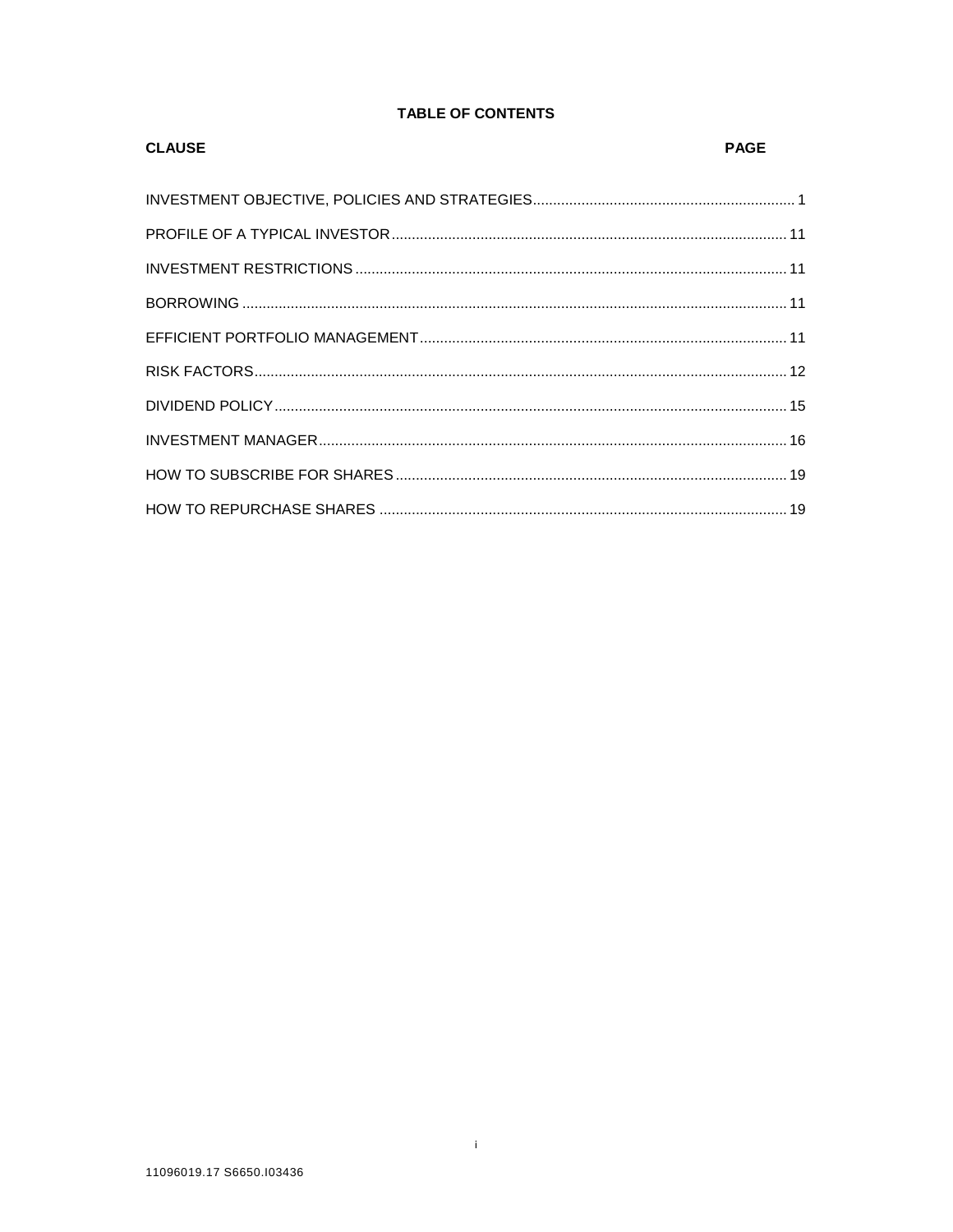## TABLE OF CONTENTS

| CLAUSE | PAGE |
| --- | --- |
| INVESTMENT OBJECTIVE, POLICIES AND STRATEGIES | 1 |
| PROFILE OF A TYPICAL INVESTOR | 11 |
| INVESTMENT RESTRICTIONS | 11 |
| BORROWING | 11 |
| EFFICIENT PORTFOLIO MANAGEMENT | 11 |
| RISK FACTORS | 12 |
| DIVIDEND POLICY | 15 |
| INVESTMENT MANAGER | 16 |
| HOW TO SUBSCRIBE FOR SHARES | 19 |
| HOW TO REPURCHASE SHARES | 19 |

11096019.17 S6650.I03436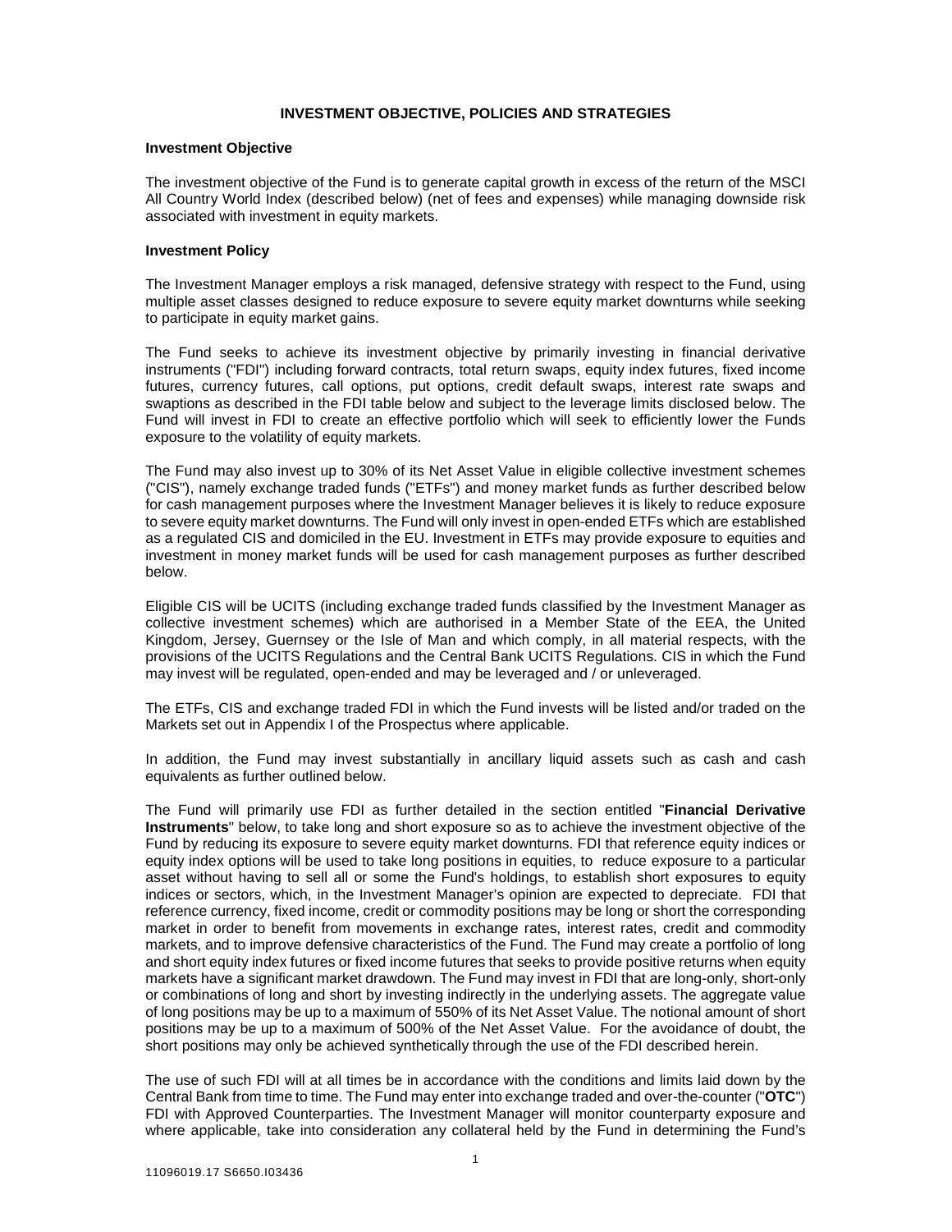## INVESTMENT OBJECTIVE, POLICIES AND STRATEGIES

### Investment Objective

The investment objective of the Fund is to generate capital growth in excess of the return of the MSCI All Country World Index (described below) (net of fees and expenses) while managing downside risk associated with investment in equity markets.

### Investment Policy

The Investment Manager employs a risk managed, defensive strategy with respect to the Fund, using multiple asset classes designed to reduce exposure to severe equity market downturns while seeking to participate in equity market gains.

The Fund seeks to achieve its investment objective by primarily investing in financial derivative instruments ("FDI") including forward contracts, total return swaps, equity index futures, fixed income futures, currency futures, call options, put options, credit default swaps, interest rate swaps and swaptions as described in the FDI table below and subject to the leverage limits disclosed below. The Fund will invest in FDI to create an effective portfolio which will seek to efficiently lower the Funds exposure to the volatility of equity markets.

The Fund may also invest up to 30% of its Net Asset Value in eligible collective investment schemes ("CIS"), namely exchange traded funds ("ETFs") and money market funds as further described below for cash management purposes where the Investment Manager believes it is likely to reduce exposure to severe equity market downturns. The Fund will only invest in open-ended ETFs which are established as a regulated CIS and domiciled in the EU. Investment in ETFs may provide exposure to equities and investment in money market funds will be used for cash management purposes as further described below.

Eligible CIS will be UCITS (including exchange traded funds classified by the Investment Manager as collective investment schemes) which are authorised in a Member State of the EEA, the United Kingdom, Jersey, Guernsey or the Isle of Man and which comply, in all material respects, with the provisions of the UCITS Regulations and the Central Bank UCITS Regulations. CIS in which the Fund may invest will be regulated, open-ended and may be leveraged and / or unleveraged.

The ETFs, CIS and exchange traded FDI in which the Fund invests will be listed and/or traded on the Markets set out in Appendix I of the Prospectus where applicable.

In addition, the Fund may invest substantially in ancillary liquid assets such as cash and cash equivalents as further outlined below.

The Fund will primarily use FDI as further detailed in the section entitled "**Financial Derivative Instruments**" below, to take long and short exposure so as to achieve the investment objective of the Fund by reducing its exposure to severe equity market downturns. FDI that reference equity indices or equity index options will be used to take long positions in equities, to reduce exposure to a particular asset without having to sell all or some the Fund's holdings, to establish short exposures to equity indices or sectors, which, in the Investment Manager's opinion are expected to depreciate. FDI that reference currency, fixed income, credit or commodity positions may be long or short the corresponding market in order to benefit from movements in exchange rates, interest rates, credit and commodity markets, and to improve defensive characteristics of the Fund. The Fund may create a portfolio of long and short equity index futures or fixed income futures that seeks to provide positive returns when equity markets have a significant market drawdown. The Fund may invest in FDI that are long-only, short-only or combinations of long and short by investing indirectly in the underlying assets. The aggregate value of long positions may be up to a maximum of 550% of its Net Asset Value. The notional amount of short positions may be up to a maximum of 500% of the Net Asset Value. For the avoidance of doubt, the short positions may only be achieved synthetically through the use of the FDI described herein.

The use of such FDI will at all times be in accordance with the conditions and limits laid down by the Central Bank from time to time. The Fund may enter into exchange traded and over-the-counter ("**OTC**") FDI with Approved Counterparties. The Investment Manager will monitor counterparty exposure and where applicable, take into consideration any collateral held by the Fund in determining the Fund's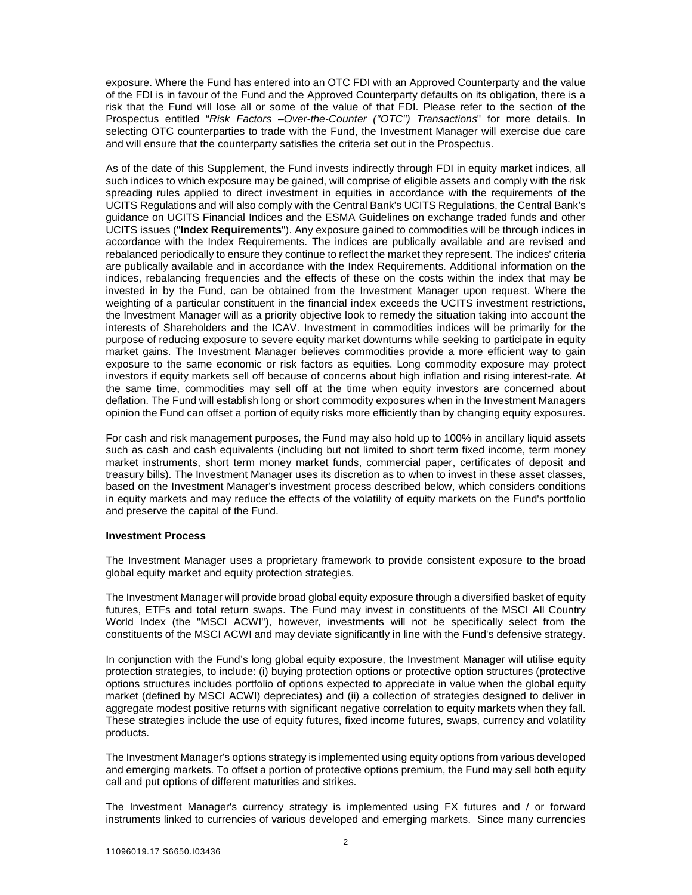exposure. Where the Fund has entered into an OTC FDI with an Approved Counterparty and the value of the FDI is in favour of the Fund and the Approved Counterparty defaults on its obligation, there is a risk that the Fund will lose all or some of the value of that FDI. Please refer to the section of the Prospectus entitled "*Risk Factors –Over-the-Counter ("OTC") Transactions*" for more details. In selecting OTC counterparties to trade with the Fund, the Investment Manager will exercise due care and will ensure that the counterparty satisfies the criteria set out in the Prospectus.

As of the date of this Supplement, the Fund invests indirectly through FDI in equity market indices, all such indices to which exposure may be gained, will comprise of eligible assets and comply with the risk spreading rules applied to direct investment in equities in accordance with the requirements of the UCITS Regulations and will also comply with the Central Bank's UCITS Regulations, the Central Bank's guidance on UCITS Financial Indices and the ESMA Guidelines on exchange traded funds and other UCITS issues ("**Index Requirements**"). Any exposure gained to commodities will be through indices in accordance with the Index Requirements. The indices are publically available and are revised and rebalanced periodically to ensure they continue to reflect the market they represent. The indices' criteria are publically available and in accordance with the Index Requirements. Additional information on the indices, rebalancing frequencies and the effects of these on the costs within the index that may be invested in by the Fund, can be obtained from the Investment Manager upon request. Where the weighting of a particular constituent in the financial index exceeds the UCITS investment restrictions, the Investment Manager will as a priority objective look to remedy the situation taking into account the interests of Shareholders and the ICAV. Investment in commodities indices will be primarily for the purpose of reducing exposure to severe equity market downturns while seeking to participate in equity market gains. The Investment Manager believes commodities provide a more efficient way to gain exposure to the same economic or risk factors as equities. Long commodity exposure may protect investors if equity markets sell off because of concerns about high inflation and rising interest-rate. At the same time, commodities may sell off at the time when equity investors are concerned about deflation. The Fund will establish long or short commodity exposures when in the Investment Managers opinion the Fund can offset a portion of equity risks more efficiently than by changing equity exposures.

For cash and risk management purposes, the Fund may also hold up to 100% in ancillary liquid assets such as cash and cash equivalents (including but not limited to short term fixed income, term money market instruments, short term money market funds, commercial paper, certificates of deposit and treasury bills). The Investment Manager uses its discretion as to when to invest in these asset classes, based on the Investment Manager's investment process described below, which considers conditions in equity markets and may reduce the effects of the volatility of equity markets on the Fund's portfolio and preserve the capital of the Fund.

**Investment Process**

The Investment Manager uses a proprietary framework to provide consistent exposure to the broad global equity market and equity protection strategies.

The Investment Manager will provide broad global equity exposure through a diversified basket of equity futures, ETFs and total return swaps. The Fund may invest in constituents of the MSCI All Country World Index (the "MSCI ACWI"), however, investments will not be specifically select from the constituents of the MSCI ACWI and may deviate significantly in line with the Fund's defensive strategy.

In conjunction with the Fund's long global equity exposure, the Investment Manager will utilise equity protection strategies, to include: (i) buying protection options or protective option structures (protective options structures includes portfolio of options expected to appreciate in value when the global equity market (defined by MSCI ACWI) depreciates) and (ii) a collection of strategies designed to deliver in aggregate modest positive returns with significant negative correlation to equity markets when they fall. These strategies include the use of equity futures, fixed income futures, swaps, currency and volatility products.

The Investment Manager's options strategy is implemented using equity options from various developed and emerging markets. To offset a portion of protective options premium, the Fund may sell both equity call and put options of different maturities and strikes.

The Investment Manager's currency strategy is implemented using FX futures and / or forward instruments linked to currencies of various developed and emerging markets. Since many currencies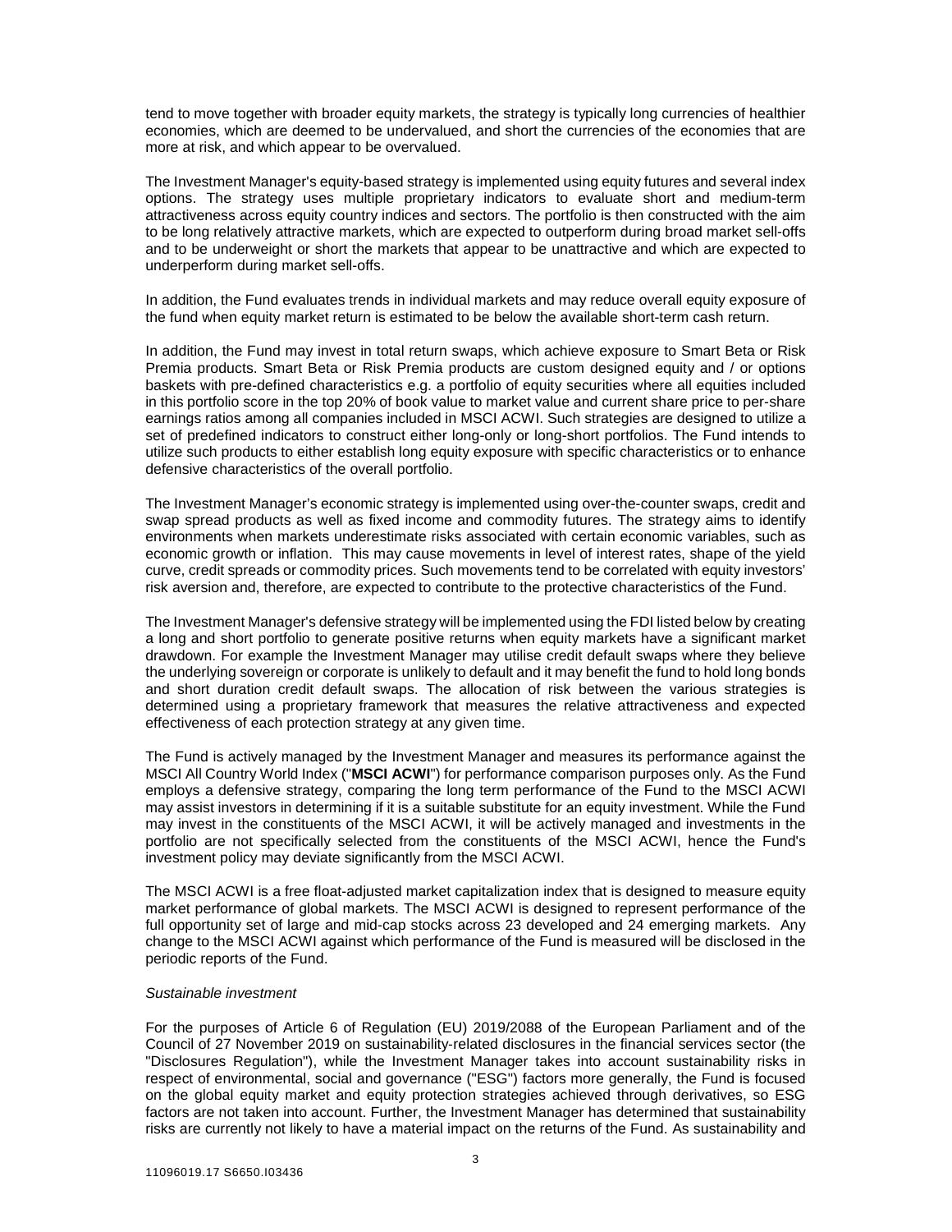tend to move together with broader equity markets, the strategy is typically long currencies of healthier economies, which are deemed to be undervalued, and short the currencies of the economies that are more at risk, and which appear to be overvalued.

The Investment Manager's equity-based strategy is implemented using equity futures and several index options. The strategy uses multiple proprietary indicators to evaluate short and medium-term attractiveness across equity country indices and sectors. The portfolio is then constructed with the aim to be long relatively attractive markets, which are expected to outperform during broad market sell-offs and to be underweight or short the markets that appear to be unattractive and which are expected to underperform during market sell-offs.

In addition, the Fund evaluates trends in individual markets and may reduce overall equity exposure of the fund when equity market return is estimated to be below the available short-term cash return.

In addition, the Fund may invest in total return swaps, which achieve exposure to Smart Beta or Risk Premia products. Smart Beta or Risk Premia products are custom designed equity and / or options baskets with pre-defined characteristics e.g. a portfolio of equity securities where all equities included in this portfolio score in the top 20% of book value to market value and current share price to per-share earnings ratios among all companies included in MSCI ACWI. Such strategies are designed to utilize a set of predefined indicators to construct either long-only or long-short portfolios. The Fund intends to utilize such products to either establish long equity exposure with specific characteristics or to enhance defensive characteristics of the overall portfolio.

The Investment Manager's economic strategy is implemented using over-the-counter swaps, credit and swap spread products as well as fixed income and commodity futures. The strategy aims to identify environments when markets underestimate risks associated with certain economic variables, such as economic growth or inflation. This may cause movements in level of interest rates, shape of the yield curve, credit spreads or commodity prices. Such movements tend to be correlated with equity investors' risk aversion and, therefore, are expected to contribute to the protective characteristics of the Fund.

The Investment Manager's defensive strategy will be implemented using the FDI listed below by creating a long and short portfolio to generate positive returns when equity markets have a significant market drawdown. For example the Investment Manager may utilise credit default swaps where they believe the underlying sovereign or corporate is unlikely to default and it may benefit the fund to hold long bonds and short duration credit default swaps. The allocation of risk between the various strategies is determined using a proprietary framework that measures the relative attractiveness and expected effectiveness of each protection strategy at any given time.

The Fund is actively managed by the Investment Manager and measures its performance against the MSCI All Country World Index ("**MSCI ACWI**") for performance comparison purposes only. As the Fund employs a defensive strategy, comparing the long term performance of the Fund to the MSCI ACWI may assist investors in determining if it is a suitable substitute for an equity investment. While the Fund may invest in the constituents of the MSCI ACWI, it will be actively managed and investments in the portfolio are not specifically selected from the constituents of the MSCI ACWI, hence the Fund's investment policy may deviate significantly from the MSCI ACWI.

The MSCI ACWI is a free float-adjusted market capitalization index that is designed to measure equity market performance of global markets. The MSCI ACWI is designed to represent performance of the full opportunity set of large and mid-cap stocks across 23 developed and 24 emerging markets. Any change to the MSCI ACWI against which performance of the Fund is measured will be disclosed in the periodic reports of the Fund.

*Sustainable investment*

For the purposes of Article 6 of Regulation (EU) 2019/2088 of the European Parliament and of the Council of 27 November 2019 on sustainability-related disclosures in the financial services sector (the "Disclosures Regulation"), while the Investment Manager takes into account sustainability risks in respect of environmental, social and governance ("ESG") factors more generally, the Fund is focused on the global equity market and equity protection strategies achieved through derivatives, so ESG factors are not taken into account. Further, the Investment Manager has determined that sustainability risks are currently not likely to have a material impact on the returns of the Fund. As sustainability and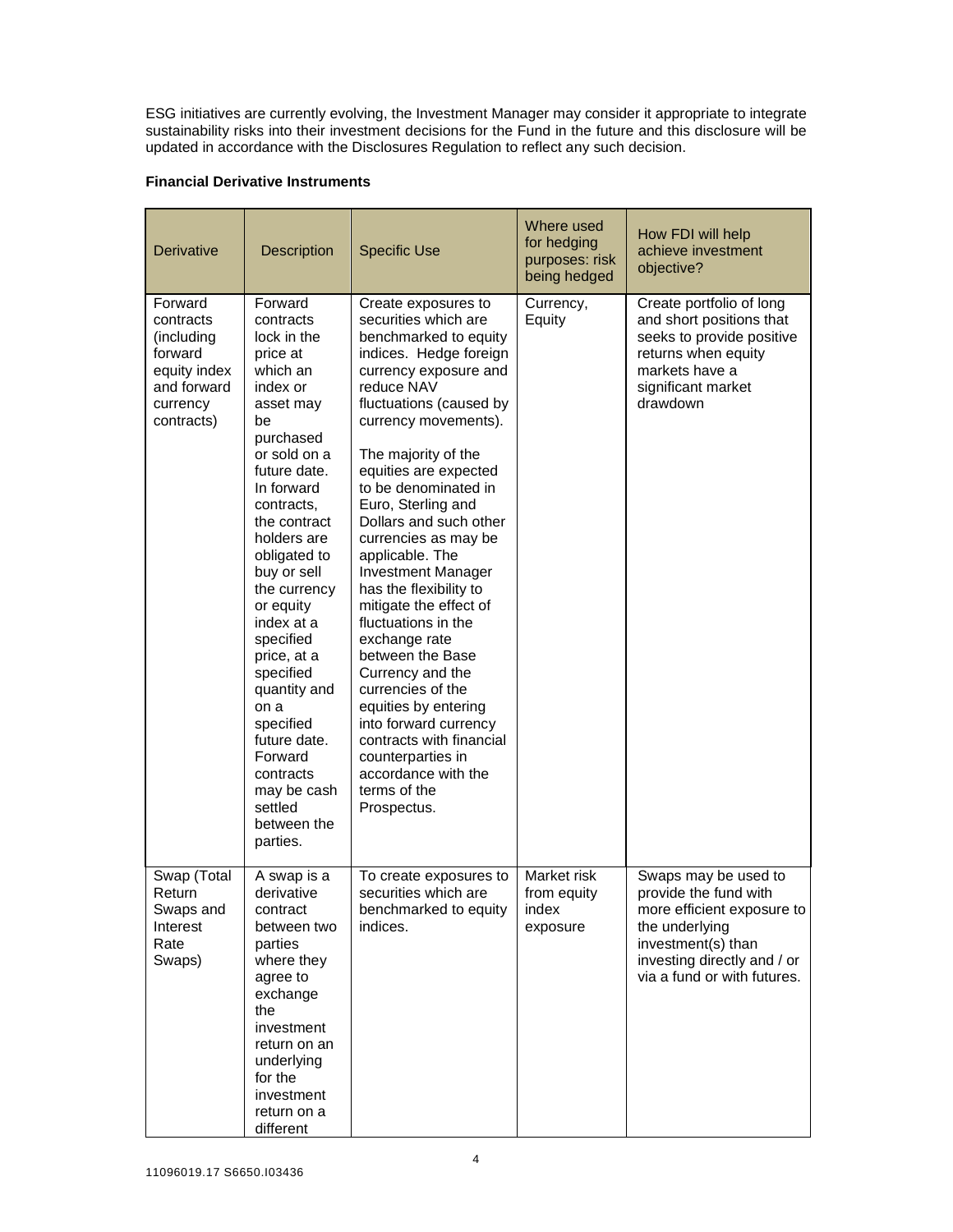ESG initiatives are currently evolving, the Investment Manager may consider it appropriate to integrate sustainability risks into their investment decisions for the Fund in the future and this disclosure will be updated in accordance with the Disclosures Regulation to reflect any such decision.

**Financial Derivative Instruments**

| Derivative | Description | Specific Use | Where used for hedging purposes: risk being hedged | How FDI will help achieve investment objective? |
|---|---|---|---|---|
| Forward contracts (including forward equity index and forward currency contracts) | Forward contracts lock in the price at which an index or asset may be purchased or sold on a future date. In forward contracts, the contract holders are obligated to buy or sell the currency or equity index at a specified price, at a specified quantity and on a specified future date. Forward contracts may be cash settled between the parties. | Create exposures to securities which are benchmarked to equity indices. Hedge foreign currency exposure and reduce NAV fluctuations (caused by currency movements).<br><br>The majority of the equities are expected to be denominated in Euro, Sterling and Dollars and such other currencies as may be applicable. The Investment Manager has the flexibility to mitigate the effect of fluctuations in the exchange rate between the Base Currency and the currencies of the equities by entering into forward currency contracts with financial counterparties in accordance with the terms of the Prospectus. | Currency, Equity | Create portfolio of long and short positions that seeks to provide positive returns when equity markets have a significant market drawdown |
| Swap (Total Return Swaps and Interest Rate Swaps) | A swap is a derivative contract between two parties where they agree to exchange the investment return on an underlying for the investment return on a different | To create exposures to securities which are benchmarked to equity indices. | Market risk from equity index exposure | Swaps may be used to provide the fund with more efficient exposure to the underlying investment(s) than investing directly and / or via a fund or with futures. |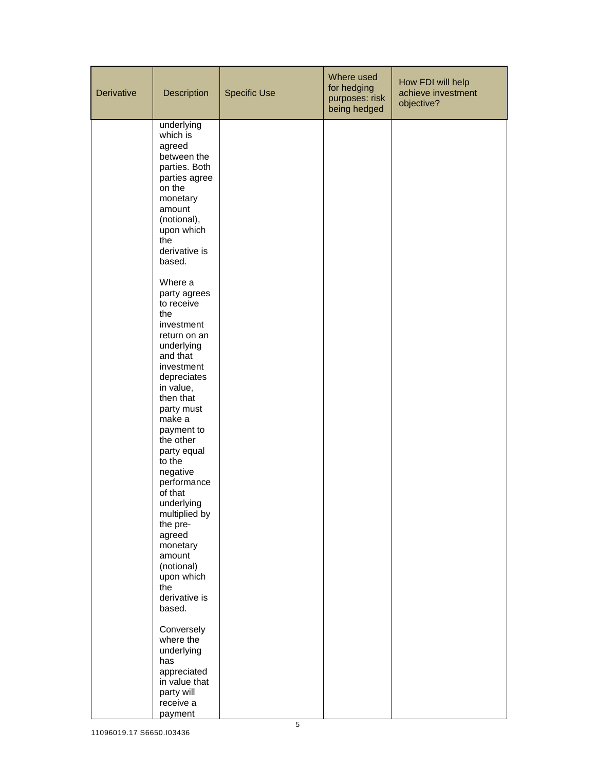| Derivative | Description | Specific Use | Where used for hedging purposes: risk being hedged | How FDI will help achieve investment objective? |
|---|---|---|---|---|
| | underlying which is agreed between the parties. Both parties agree on the monetary amount (notional), upon which the derivative is based.<br><br>Where a party agrees to receive the investment return on an underlying and that investment depreciates in value, then that party must make a payment to the other party equal to the negative performance of that underlying multiplied by the pre-agreed monetary amount (notional) upon which the derivative is based.<br><br>Conversely where the underlying has appreciated in value that party will receive a payment | | | |

11096019.17 S6650.I03436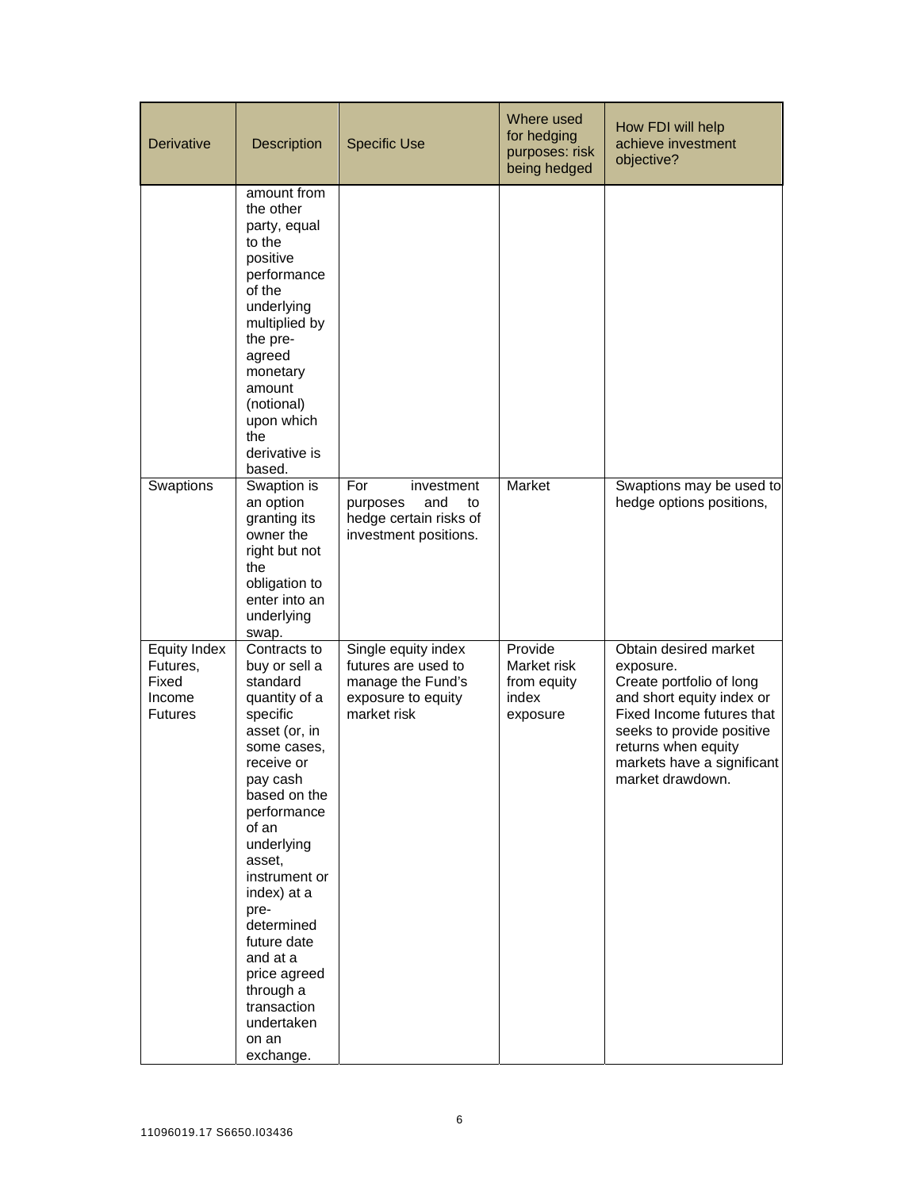| Derivative | Description | Specific Use | Where used for hedging purposes: risk being hedged | How FDI will help achieve investment objective? |
|---|---|---|---|---|
| | amount from the other party, equal to the positive performance of the underlying multiplied by the pre-agreed monetary amount (notional) upon which the derivative is based. | | | |
| Swaptions | Swaption is an option granting its owner the right but not the obligation to enter into an underlying swap. | For investment purposes and to hedge certain risks of investment positions. | Market | Swaptions may be used to hedge options positions, |
| Equity Index Futures, Fixed Income Futures | Contracts to buy or sell a standard quantity of a specific asset (or, in some cases, receive or pay cash based on the performance of an underlying asset, instrument or index) at a pre-determined future date and at a price agreed through a transaction undertaken on an exchange. | Single equity index futures are used to manage the Fund's exposure to equity market risk | Provide Market risk from equity index exposure | Obtain desired market exposure. Create portfolio of long and short equity index or Fixed Income futures that seeks to provide positive returns when equity markets have a significant market drawdown. |

11096019.17 S6650.I03436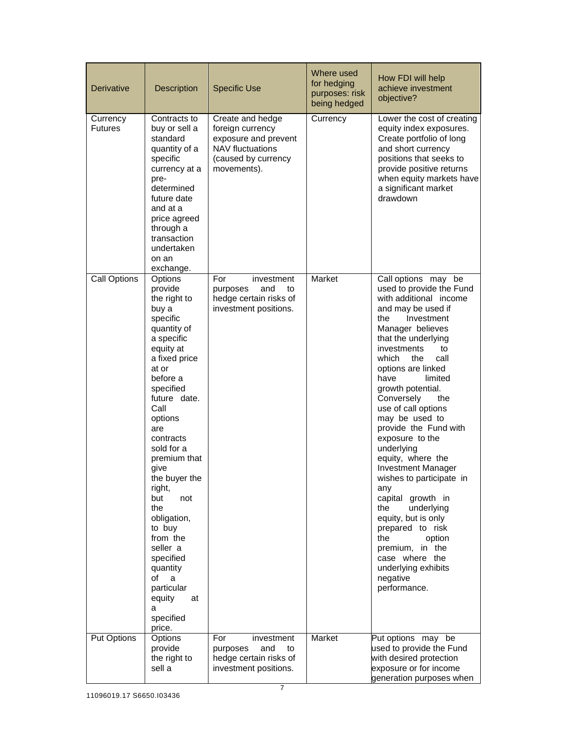| Derivative | Description | Specific Use | Where used for hedging purposes: risk being hedged | How FDI will help achieve investment objective? |
|---|---|---|---|---|
| Currency Futures | Contracts to buy or sell a standard quantity of a specific currency at a pre-determined future date and at a price agreed through a transaction undertaken on an exchange. | Create and hedge foreign currency exposure and prevent NAV fluctuations (caused by currency movements). | Currency | Lower the cost of creating equity index exposures. Create portfolio of long and short currency positions that seeks to provide positive returns when equity markets have a significant market drawdown |
| Call Options | Options provide the right to buy a specific quantity of a specific equity at a fixed price at or before a specified future date. Call options are contracts sold for a premium that give the buyer the right, but not the obligation, to buy from the seller a specified quantity of a particular equity at a specified price. | For investment purposes and to hedge certain risks of investment positions. | Market | Call options may be used to provide the Fund with additional income and may be used if the Investment Manager believes that the underlying investments to which the call options are linked have limited growth potential. Conversely the use of call options may be used to provide the Fund with exposure to the underlying equity, where the Investment Manager wishes to participate in any capital growth in the underlying equity, but is only prepared to risk the option premium, in the case where the underlying exhibits negative performance. |
| Put Options | Options provide the right to sell a | For investment purposes and to hedge certain risks of investment positions. | Market | Put options may be used to provide the Fund with desired protection exposure or for income generation purposes when |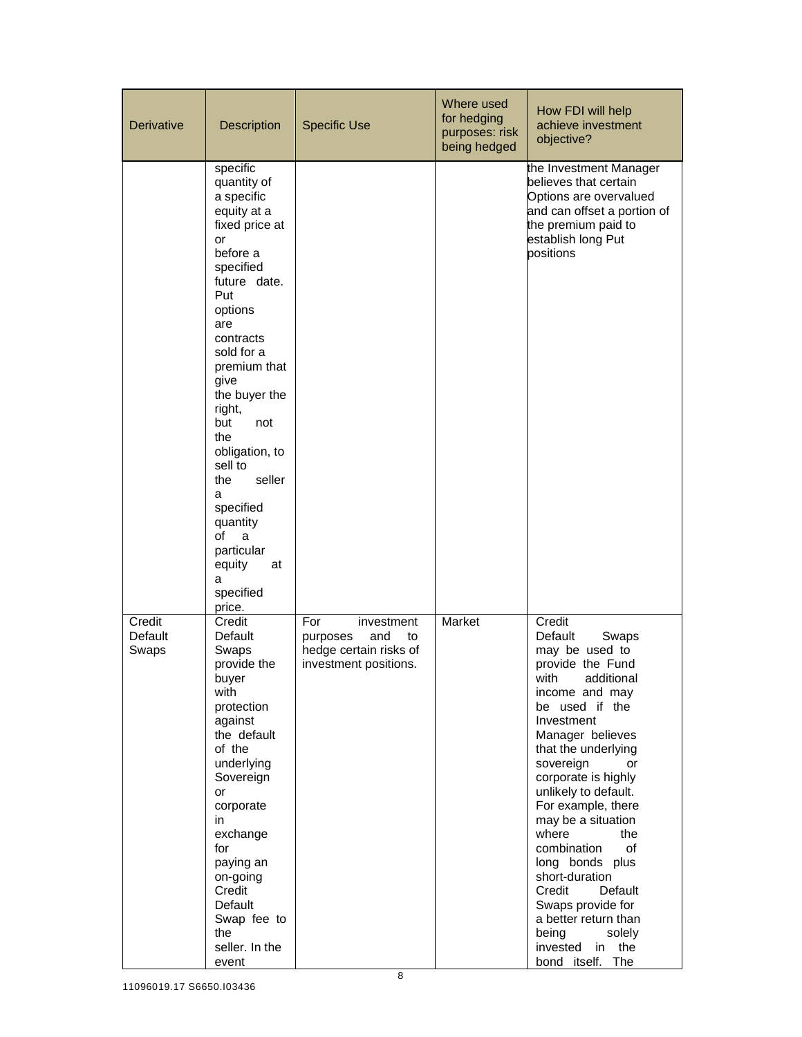| Derivative | Description | Specific Use | Where used for hedging purposes: risk being hedged | How FDI will help achieve investment objective? |
| --- | --- | --- | --- | --- |
| | specific quantity of a specific equity at a fixed price at or before a specified future date. Put options are contracts sold for a premium that give the buyer the right, but not the obligation, to sell to the seller a specified quantity of a particular equity at a specified price. | | | the Investment Manager believes that certain Options are overvalued and can offset a portion of the premium paid to establish long Put positions |
| Credit Default Swaps | Credit Default Swaps provide the buyer with protection against the default of the underlying Sovereign or corporate in exchange for paying an on-going Credit Default Swap fee to the seller. In the event | For investment purposes and to hedge certain risks of investment positions. | Market | Credit Default Swaps may be used to provide the Fund with additional income and may be used if the Investment Manager believes that the underlying sovereign or corporate is highly unlikely to default. For example, there may be a situation where the combination of long bonds plus short-duration Credit Default Swaps provide for a better return than being solely invested in the bond itself. The |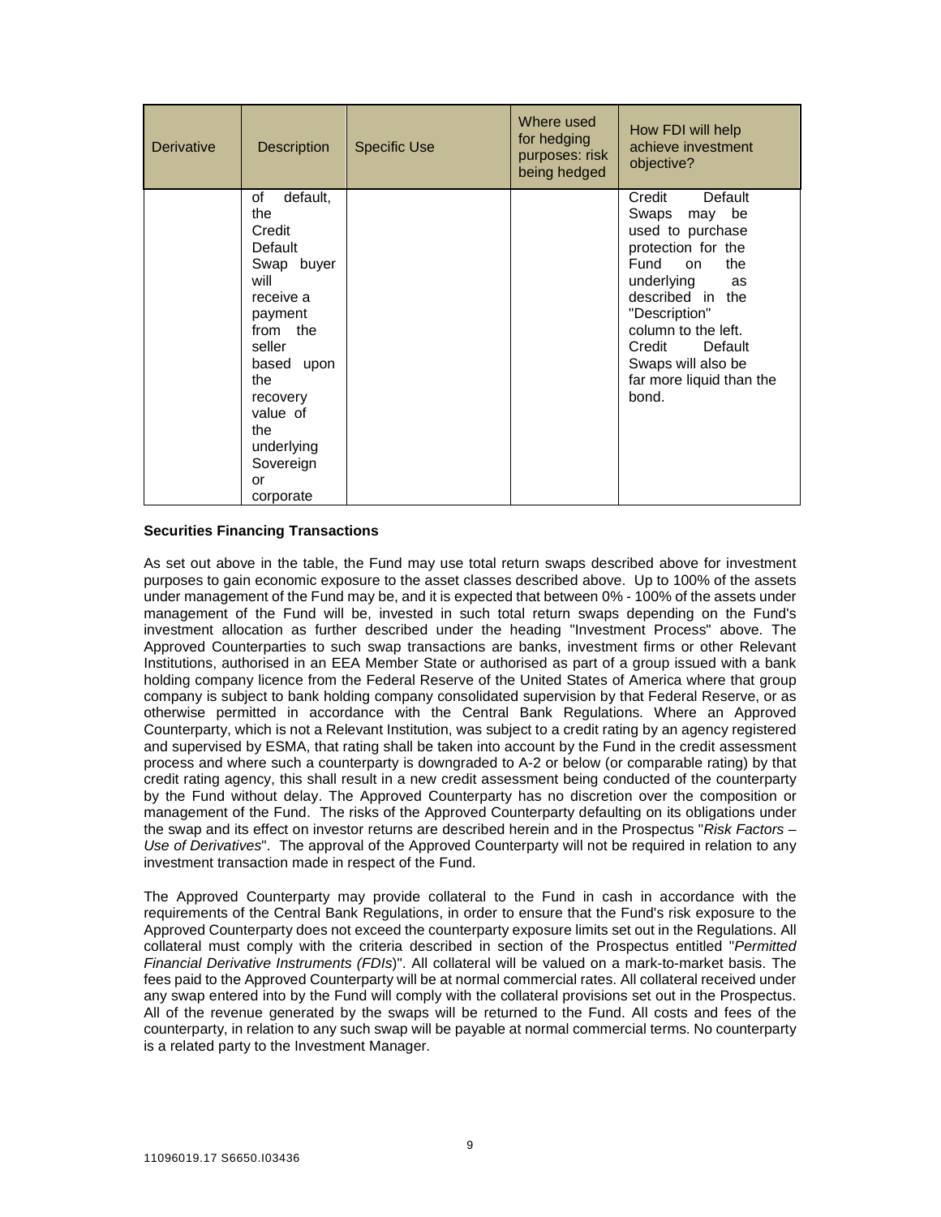| Derivative | Description | Specific Use | Where used for hedging purposes: risk being hedged | How FDI will help achieve investment objective? |
|---|---|---|---|---|
| | of default, the Credit Default Swap buyer will receive a payment from the seller based upon the recovery value of the underlying Sovereign or corporate | | | Credit Default Swaps may be used to purchase protection for the Fund on the underlying as described in the "Description" column to the left. Credit Default Swaps will also be far more liquid than the bond. |

**Securities Financing Transactions**

As set out above in the table, the Fund may use total return swaps described above for investment purposes to gain economic exposure to the asset classes described above. Up to 100% of the assets under management of the Fund may be, and it is expected that between 0% - 100% of the assets under management of the Fund will be, invested in such total return swaps depending on the Fund's investment allocation as further described under the heading "Investment Process" above. The Approved Counterparties to such swap transactions are banks, investment firms or other Relevant Institutions, authorised in an EEA Member State or authorised as part of a group issued with a bank holding company licence from the Federal Reserve of the United States of America where that group company is subject to bank holding company consolidated supervision by that Federal Reserve, or as otherwise permitted in accordance with the Central Bank Regulations. Where an Approved Counterparty, which is not a Relevant Institution, was subject to a credit rating by an agency registered and supervised by ESMA, that rating shall be taken into account by the Fund in the credit assessment process and where such a counterparty is downgraded to A-2 or below (or comparable rating) by that credit rating agency, this shall result in a new credit assessment being conducted of the counterparty by the Fund without delay. The Approved Counterparty has no discretion over the composition or management of the Fund. The risks of the Approved Counterparty defaulting on its obligations under the swap and its effect on investor returns are described herein and in the Prospectus "*Risk Factors – Use of Derivatives*". The approval of the Approved Counterparty will not be required in relation to any investment transaction made in respect of the Fund.

The Approved Counterparty may provide collateral to the Fund in cash in accordance with the requirements of the Central Bank Regulations, in order to ensure that the Fund's risk exposure to the Approved Counterparty does not exceed the counterparty exposure limits set out in the Regulations. All collateral must comply with the criteria described in section of the Prospectus entitled "*Permitted Financial Derivative Instruments (FDIs)*". All collateral will be valued on a mark-to-market basis. The fees paid to the Approved Counterparty will be at normal commercial rates. All collateral received under any swap entered into by the Fund will comply with the collateral provisions set out in the Prospectus. All of the revenue generated by the swaps will be returned to the Fund. All costs and fees of the counterparty, in relation to any such swap will be payable at normal commercial terms. No counterparty is a related party to the Investment Manager.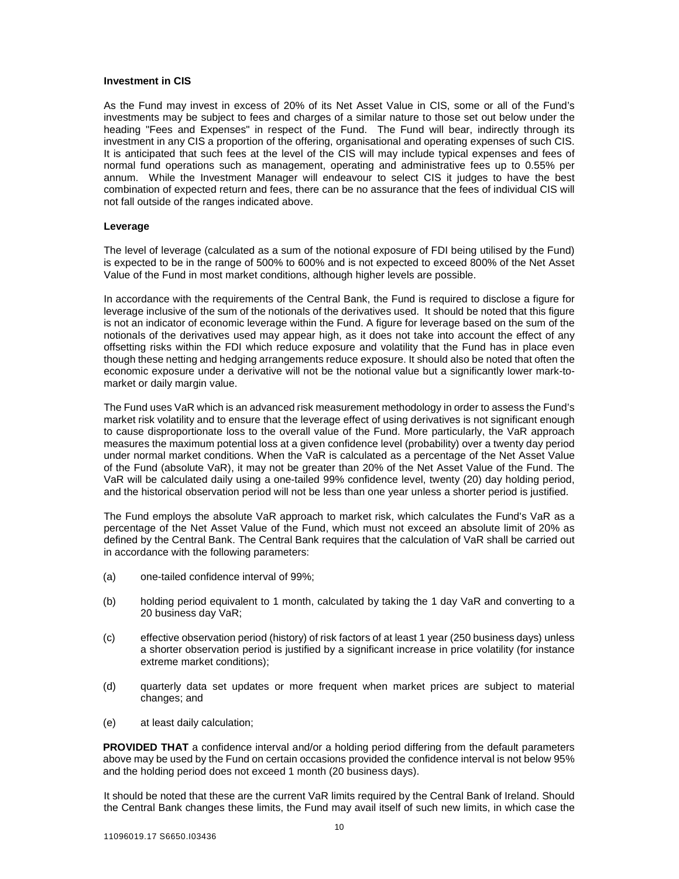**Investment in CIS**

As the Fund may invest in excess of 20% of its Net Asset Value in CIS, some or all of the Fund's investments may be subject to fees and charges of a similar nature to those set out below under the heading "Fees and Expenses" in respect of the Fund. The Fund will bear, indirectly through its investment in any CIS a proportion of the offering, organisational and operating expenses of such CIS. It is anticipated that such fees at the level of the CIS will may include typical expenses and fees of normal fund operations such as management, operating and administrative fees up to 0.55% per annum. While the Investment Manager will endeavour to select CIS it judges to have the best combination of expected return and fees, there can be no assurance that the fees of individual CIS will not fall outside of the ranges indicated above.

**Leverage**

The level of leverage (calculated as a sum of the notional exposure of FDI being utilised by the Fund) is expected to be in the range of 500% to 600% and is not expected to exceed 800% of the Net Asset Value of the Fund in most market conditions, although higher levels are possible.

In accordance with the requirements of the Central Bank, the Fund is required to disclose a figure for leverage inclusive of the sum of the notionals of the derivatives used. It should be noted that this figure is not an indicator of economic leverage within the Fund. A figure for leverage based on the sum of the notionals of the derivatives used may appear high, as it does not take into account the effect of any offsetting risks within the FDI which reduce exposure and volatility that the Fund has in place even though these netting and hedging arrangements reduce exposure. It should also be noted that often the economic exposure under a derivative will not be the notional value but a significantly lower mark-to-market or daily margin value.

The Fund uses VaR which is an advanced risk measurement methodology in order to assess the Fund's market risk volatility and to ensure that the leverage effect of using derivatives is not significant enough to cause disproportionate loss to the overall value of the Fund. More particularly, the VaR approach measures the maximum potential loss at a given confidence level (probability) over a twenty day period under normal market conditions. When the VaR is calculated as a percentage of the Net Asset Value of the Fund (absolute VaR), it may not be greater than 20% of the Net Asset Value of the Fund. The VaR will be calculated daily using a one-tailed 99% confidence level, twenty (20) day holding period, and the historical observation period will not be less than one year unless a shorter period is justified.

The Fund employs the absolute VaR approach to market risk, which calculates the Fund's VaR as a percentage of the Net Asset Value of the Fund, which must not exceed an absolute limit of 20% as defined by the Central Bank. The Central Bank requires that the calculation of VaR shall be carried out in accordance with the following parameters:

(a) one-tailed confidence interval of 99%;

(b) holding period equivalent to 1 month, calculated by taking the 1 day VaR and converting to a 20 business day VaR;

(c) effective observation period (history) of risk factors of at least 1 year (250 business days) unless a shorter observation period is justified by a significant increase in price volatility (for instance extreme market conditions);

(d) quarterly data set updates or more frequent when market prices are subject to material changes; and

(e) at least daily calculation;

**PROVIDED THAT** a confidence interval and/or a holding period differing from the default parameters above may be used by the Fund on certain occasions provided the confidence interval is not below 95% and the holding period does not exceed 1 month (20 business days).

It should be noted that these are the current VaR limits required by the Central Bank of Ireland. Should the Central Bank changes these limits, the Fund may avail itself of such new limits, in which case the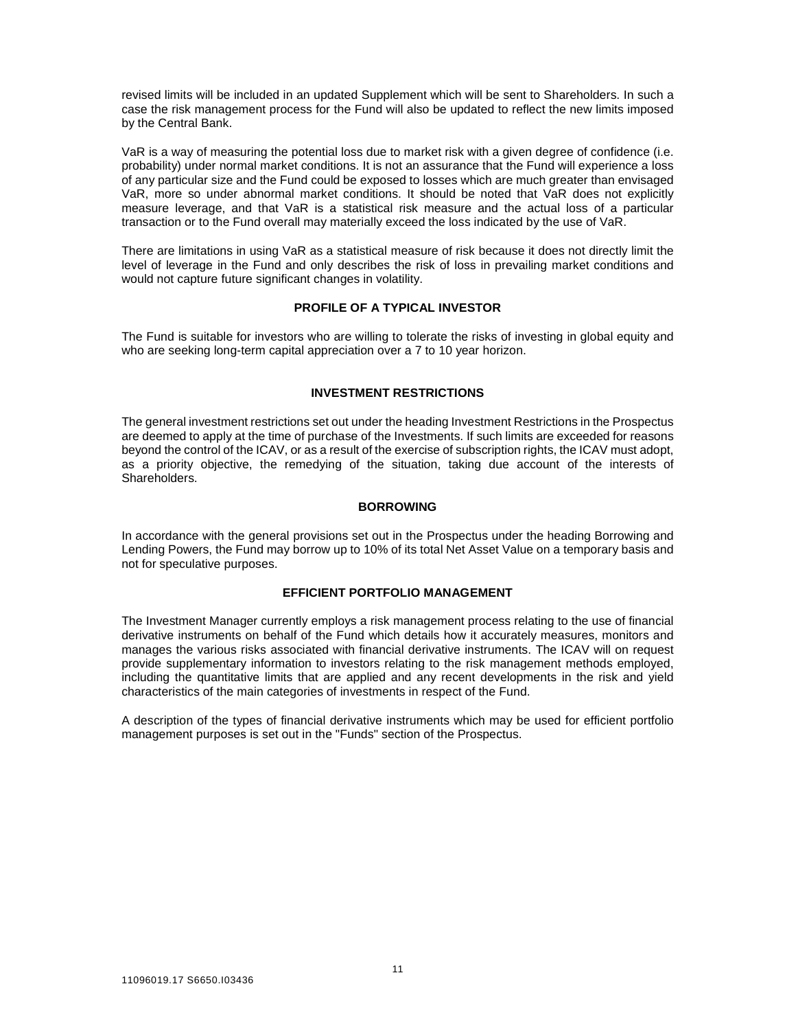revised limits will be included in an updated Supplement which will be sent to Shareholders. In such a case the risk management process for the Fund will also be updated to reflect the new limits imposed by the Central Bank.

VaR is a way of measuring the potential loss due to market risk with a given degree of confidence (i.e. probability) under normal market conditions. It is not an assurance that the Fund will experience a loss of any particular size and the Fund could be exposed to losses which are much greater than envisaged VaR, more so under abnormal market conditions. It should be noted that VaR does not explicitly measure leverage, and that VaR is a statistical risk measure and the actual loss of a particular transaction or to the Fund overall may materially exceed the loss indicated by the use of VaR.

There are limitations in using VaR as a statistical measure of risk because it does not directly limit the level of leverage in the Fund and only describes the risk of loss in prevailing market conditions and would not capture future significant changes in volatility.

## PROFILE OF A TYPICAL INVESTOR

The Fund is suitable for investors who are willing to tolerate the risks of investing in global equity and who are seeking long-term capital appreciation over a 7 to 10 year horizon.

## INVESTMENT RESTRICTIONS

The general investment restrictions set out under the heading Investment Restrictions in the Prospectus are deemed to apply at the time of purchase of the Investments. If such limits are exceeded for reasons beyond the control of the ICAV, or as a result of the exercise of subscription rights, the ICAV must adopt, as a priority objective, the remedying of the situation, taking due account of the interests of Shareholders.

## BORROWING

In accordance with the general provisions set out in the Prospectus under the heading Borrowing and Lending Powers, the Fund may borrow up to 10% of its total Net Asset Value on a temporary basis and not for speculative purposes.

## EFFICIENT PORTFOLIO MANAGEMENT

The Investment Manager currently employs a risk management process relating to the use of financial derivative instruments on behalf of the Fund which details how it accurately measures, monitors and manages the various risks associated with financial derivative instruments. The ICAV will on request provide supplementary information to investors relating to the risk management methods employed, including the quantitative limits that are applied and any recent developments in the risk and yield characteristics of the main categories of investments in respect of the Fund.

A description of the types of financial derivative instruments which may be used for efficient portfolio management purposes is set out in the "Funds" section of the Prospectus.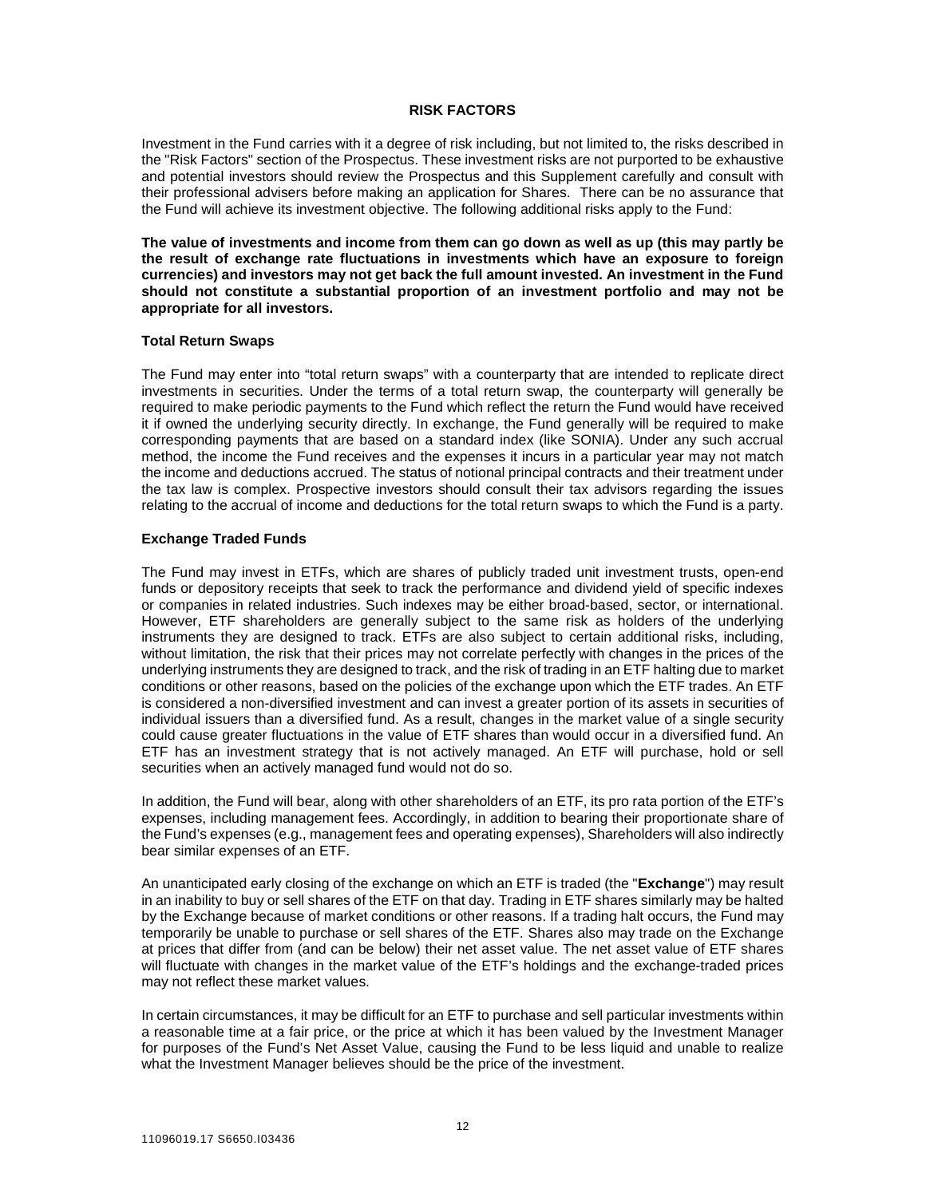## RISK FACTORS

Investment in the Fund carries with it a degree of risk including, but not limited to, the risks described in the "Risk Factors" section of the Prospectus. These investment risks are not purported to be exhaustive and potential investors should review the Prospectus and this Supplement carefully and consult with their professional advisers before making an application for Shares. There can be no assurance that the Fund will achieve its investment objective. The following additional risks apply to the Fund:

**The value of investments and income from them can go down as well as up (this may partly be the result of exchange rate fluctuations in investments which have an exposure to foreign currencies) and investors may not get back the full amount invested. An investment in the Fund should not constitute a substantial proportion of an investment portfolio and may not be appropriate for all investors.**

### Total Return Swaps

The Fund may enter into "total return swaps" with a counterparty that are intended to replicate direct investments in securities. Under the terms of a total return swap, the counterparty will generally be required to make periodic payments to the Fund which reflect the return the Fund would have received it if owned the underlying security directly. In exchange, the Fund generally will be required to make corresponding payments that are based on a standard index (like SONIA). Under any such accrual method, the income the Fund receives and the expenses it incurs in a particular year may not match the income and deductions accrued. The status of notional principal contracts and their treatment under the tax law is complex. Prospective investors should consult their tax advisors regarding the issues relating to the accrual of income and deductions for the total return swaps to which the Fund is a party.

### Exchange Traded Funds

The Fund may invest in ETFs, which are shares of publicly traded unit investment trusts, open-end funds or depository receipts that seek to track the performance and dividend yield of specific indexes or companies in related industries. Such indexes may be either broad-based, sector, or international. However, ETF shareholders are generally subject to the same risk as holders of the underlying instruments they are designed to track. ETFs are also subject to certain additional risks, including, without limitation, the risk that their prices may not correlate perfectly with changes in the prices of the underlying instruments they are designed to track, and the risk of trading in an ETF halting due to market conditions or other reasons, based on the policies of the exchange upon which the ETF trades. An ETF is considered a non-diversified investment and can invest a greater portion of its assets in securities of individual issuers than a diversified fund. As a result, changes in the market value of a single security could cause greater fluctuations in the value of ETF shares than would occur in a diversified fund. An ETF has an investment strategy that is not actively managed. An ETF will purchase, hold or sell securities when an actively managed fund would not do so.

In addition, the Fund will bear, along with other shareholders of an ETF, its pro rata portion of the ETF's expenses, including management fees. Accordingly, in addition to bearing their proportionate share of the Fund's expenses (e.g., management fees and operating expenses), Shareholders will also indirectly bear similar expenses of an ETF.

An unanticipated early closing of the exchange on which an ETF is traded (the "**Exchange**") may result in an inability to buy or sell shares of the ETF on that day. Trading in ETF shares similarly may be halted by the Exchange because of market conditions or other reasons. If a trading halt occurs, the Fund may temporarily be unable to purchase or sell shares of the ETF. Shares also may trade on the Exchange at prices that differ from (and can be below) their net asset value. The net asset value of ETF shares will fluctuate with changes in the market value of the ETF's holdings and the exchange-traded prices may not reflect these market values.

In certain circumstances, it may be difficult for an ETF to purchase and sell particular investments within a reasonable time at a fair price, or the price at which it has been valued by the Investment Manager for purposes of the Fund's Net Asset Value, causing the Fund to be less liquid and unable to realize what the Investment Manager believes should be the price of the investment.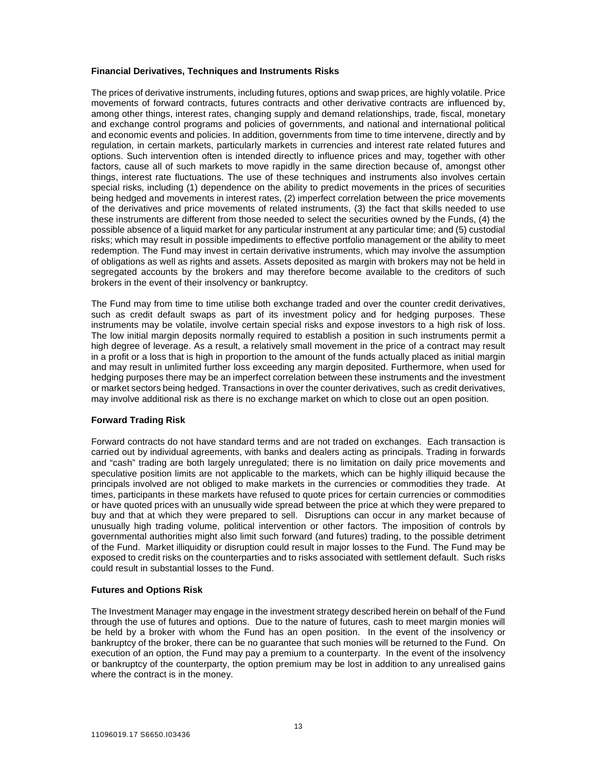**Financial Derivatives, Techniques and Instruments Risks**

The prices of derivative instruments, including futures, options and swap prices, are highly volatile. Price movements of forward contracts, futures contracts and other derivative contracts are influenced by, among other things, interest rates, changing supply and demand relationships, trade, fiscal, monetary and exchange control programs and policies of governments, and national and international political and economic events and policies. In addition, governments from time to time intervene, directly and by regulation, in certain markets, particularly markets in currencies and interest rate related futures and options. Such intervention often is intended directly to influence prices and may, together with other factors, cause all of such markets to move rapidly in the same direction because of, amongst other things, interest rate fluctuations. The use of these techniques and instruments also involves certain special risks, including (1) dependence on the ability to predict movements in the prices of securities being hedged and movements in interest rates, (2) imperfect correlation between the price movements of the derivatives and price movements of related instruments, (3) the fact that skills needed to use these instruments are different from those needed to select the securities owned by the Funds, (4) the possible absence of a liquid market for any particular instrument at any particular time; and (5) custodial risks; which may result in possible impediments to effective portfolio management or the ability to meet redemption. The Fund may invest in certain derivative instruments, which may involve the assumption of obligations as well as rights and assets. Assets deposited as margin with brokers may not be held in segregated accounts by the brokers and may therefore become available to the creditors of such brokers in the event of their insolvency or bankruptcy.

The Fund may from time to time utilise both exchange traded and over the counter credit derivatives, such as credit default swaps as part of its investment policy and for hedging purposes. These instruments may be volatile, involve certain special risks and expose investors to a high risk of loss. The low initial margin deposits normally required to establish a position in such instruments permit a high degree of leverage. As a result, a relatively small movement in the price of a contract may result in a profit or a loss that is high in proportion to the amount of the funds actually placed as initial margin and may result in unlimited further loss exceeding any margin deposited. Furthermore, when used for hedging purposes there may be an imperfect correlation between these instruments and the investment or market sectors being hedged. Transactions in over the counter derivatives, such as credit derivatives, may involve additional risk as there is no exchange market on which to close out an open position.

**Forward Trading Risk**

Forward contracts do not have standard terms and are not traded on exchanges. Each transaction is carried out by individual agreements, with banks and dealers acting as principals. Trading in forwards and "cash" trading are both largely unregulated; there is no limitation on daily price movements and speculative position limits are not applicable to the markets, which can be highly illiquid because the principals involved are not obliged to make markets in the currencies or commodities they trade. At times, participants in these markets have refused to quote prices for certain currencies or commodities or have quoted prices with an unusually wide spread between the price at which they were prepared to buy and that at which they were prepared to sell. Disruptions can occur in any market because of unusually high trading volume, political intervention or other factors. The imposition of controls by governmental authorities might also limit such forward (and futures) trading, to the possible detriment of the Fund. Market illiquidity or disruption could result in major losses to the Fund. The Fund may be exposed to credit risks on the counterparties and to risks associated with settlement default. Such risks could result in substantial losses to the Fund.

**Futures and Options Risk**

The Investment Manager may engage in the investment strategy described herein on behalf of the Fund through the use of futures and options. Due to the nature of futures, cash to meet margin monies will be held by a broker with whom the Fund has an open position. In the event of the insolvency or bankruptcy of the broker, there can be no guarantee that such monies will be returned to the Fund. On execution of an option, the Fund may pay a premium to a counterparty. In the event of the insolvency or bankruptcy of the counterparty, the option premium may be lost in addition to any unrealised gains where the contract is in the money.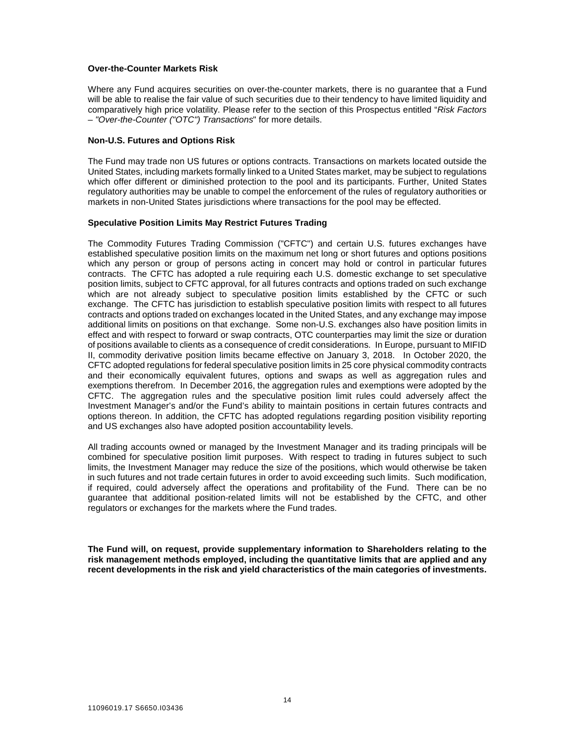**Over-the-Counter Markets Risk**

Where any Fund acquires securities on over-the-counter markets, there is no guarantee that a Fund will be able to realise the fair value of such securities due to their tendency to have limited liquidity and comparatively high price volatility. Please refer to the section of this Prospectus entitled "*Risk Factors – "Over-the-Counter ("OTC") Transactions*" for more details.

**Non-U.S. Futures and Options Risk**

The Fund may trade non US futures or options contracts. Transactions on markets located outside the United States, including markets formally linked to a United States market, may be subject to regulations which offer different or diminished protection to the pool and its participants. Further, United States regulatory authorities may be unable to compel the enforcement of the rules of regulatory authorities or markets in non-United States jurisdictions where transactions for the pool may be effected.

**Speculative Position Limits May Restrict Futures Trading**

The Commodity Futures Trading Commission ("CFTC") and certain U.S. futures exchanges have established speculative position limits on the maximum net long or short futures and options positions which any person or group of persons acting in concert may hold or control in particular futures contracts. The CFTC has adopted a rule requiring each U.S. domestic exchange to set speculative position limits, subject to CFTC approval, for all futures contracts and options traded on such exchange which are not already subject to speculative position limits established by the CFTC or such exchange. The CFTC has jurisdiction to establish speculative position limits with respect to all futures contracts and options traded on exchanges located in the United States, and any exchange may impose additional limits on positions on that exchange. Some non-U.S. exchanges also have position limits in effect and with respect to forward or swap contracts, OTC counterparties may limit the size or duration of positions available to clients as a consequence of credit considerations. In Europe, pursuant to MIFID II, commodity derivative position limits became effective on January 3, 2018. In October 2020, the CFTC adopted regulations for federal speculative position limits in 25 core physical commodity contracts and their economically equivalent futures, options and swaps as well as aggregation rules and exemptions therefrom. In December 2016, the aggregation rules and exemptions were adopted by the CFTC. The aggregation rules and the speculative position limit rules could adversely affect the Investment Manager's and/or the Fund's ability to maintain positions in certain futures contracts and options thereon. In addition, the CFTC has adopted regulations regarding position visibility reporting and US exchanges also have adopted position accountability levels.

All trading accounts owned or managed by the Investment Manager and its trading principals will be combined for speculative position limit purposes. With respect to trading in futures subject to such limits, the Investment Manager may reduce the size of the positions, which would otherwise be taken in such futures and not trade certain futures in order to avoid exceeding such limits. Such modification, if required, could adversely affect the operations and profitability of the Fund. There can be no guarantee that additional position-related limits will not be established by the CFTC, and other regulators or exchanges for the markets where the Fund trades.

**The Fund will, on request, provide supplementary information to Shareholders relating to the risk management methods employed, including the quantitative limits that are applied and any recent developments in the risk and yield characteristics of the main categories of investments.**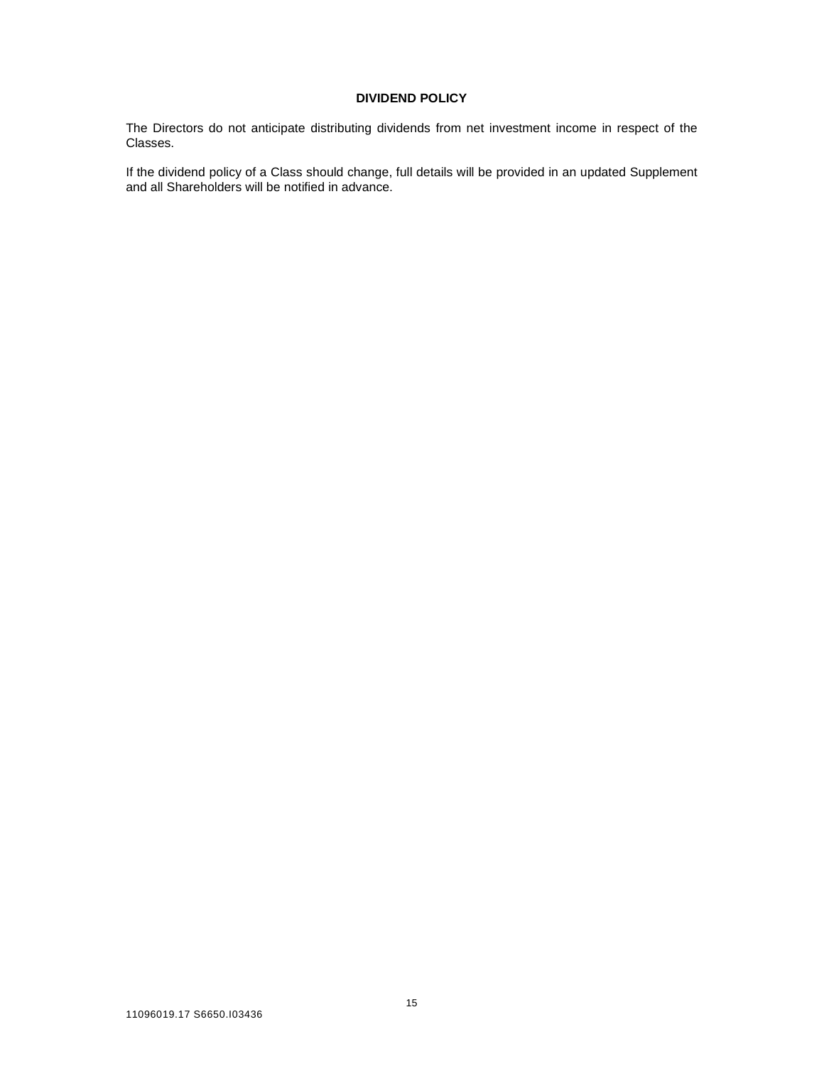## DIVIDEND POLICY

The Directors do not anticipate distributing dividends from net investment income in respect of the Classes.

If the dividend policy of a Class should change, full details will be provided in an updated Supplement and all Shareholders will be notified in advance.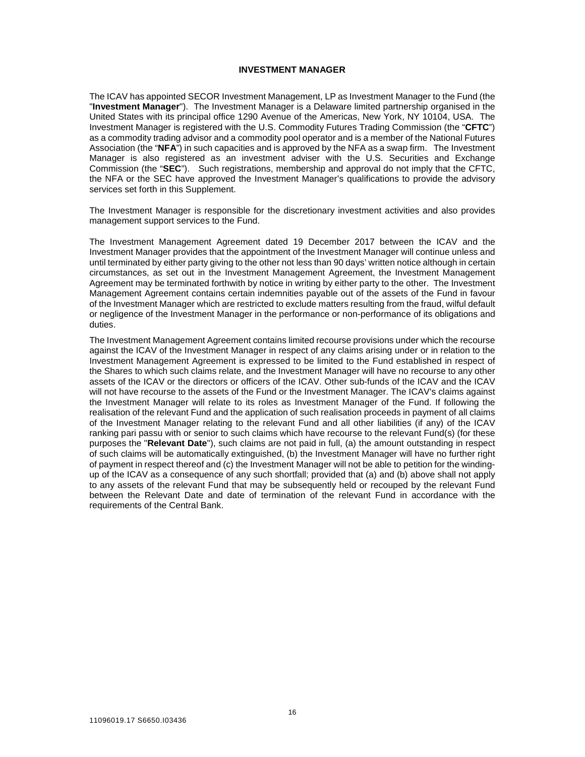## INVESTMENT MANAGER

The ICAV has appointed SECOR Investment Management, LP as Investment Manager to the Fund (the "**Investment Manager**"). The Investment Manager is a Delaware limited partnership organised in the United States with its principal office 1290 Avenue of the Americas, New York, NY 10104, USA. The Investment Manager is registered with the U.S. Commodity Futures Trading Commission (the "**CFTC**") as a commodity trading advisor and a commodity pool operator and is a member of the National Futures Association (the "**NFA**") in such capacities and is approved by the NFA as a swap firm. The Investment Manager is also registered as an investment adviser with the U.S. Securities and Exchange Commission (the "**SEC**"). Such registrations, membership and approval do not imply that the CFTC, the NFA or the SEC have approved the Investment Manager's qualifications to provide the advisory services set forth in this Supplement.

The Investment Manager is responsible for the discretionary investment activities and also provides management support services to the Fund.

The Investment Management Agreement dated 19 December 2017 between the ICAV and the Investment Manager provides that the appointment of the Investment Manager will continue unless and until terminated by either party giving to the other not less than 90 days' written notice although in certain circumstances, as set out in the Investment Management Agreement, the Investment Management Agreement may be terminated forthwith by notice in writing by either party to the other. The Investment Management Agreement contains certain indemnities payable out of the assets of the Fund in favour of the Investment Manager which are restricted to exclude matters resulting from the fraud, wilful default or negligence of the Investment Manager in the performance or non-performance of its obligations and duties.

The Investment Management Agreement contains limited recourse provisions under which the recourse against the ICAV of the Investment Manager in respect of any claims arising under or in relation to the Investment Management Agreement is expressed to be limited to the Fund established in respect of the Shares to which such claims relate, and the Investment Manager will have no recourse to any other assets of the ICAV or the directors or officers of the ICAV. Other sub-funds of the ICAV and the ICAV will not have recourse to the assets of the Fund or the Investment Manager. The ICAV's claims against the Investment Manager will relate to its roles as Investment Manager of the Fund. If following the realisation of the relevant Fund and the application of such realisation proceeds in payment of all claims of the Investment Manager relating to the relevant Fund and all other liabilities (if any) of the ICAV ranking pari passu with or senior to such claims which have recourse to the relevant Fund(s) (for these purposes the "**Relevant Date**"), such claims are not paid in full, (a) the amount outstanding in respect of such claims will be automatically extinguished, (b) the Investment Manager will have no further right of payment in respect thereof and (c) the Investment Manager will not be able to petition for the winding-up of the ICAV as a consequence of any such shortfall; provided that (a) and (b) above shall not apply to any assets of the relevant Fund that may be subsequently held or recouped by the relevant Fund between the Relevant Date and date of termination of the relevant Fund in accordance with the requirements of the Central Bank.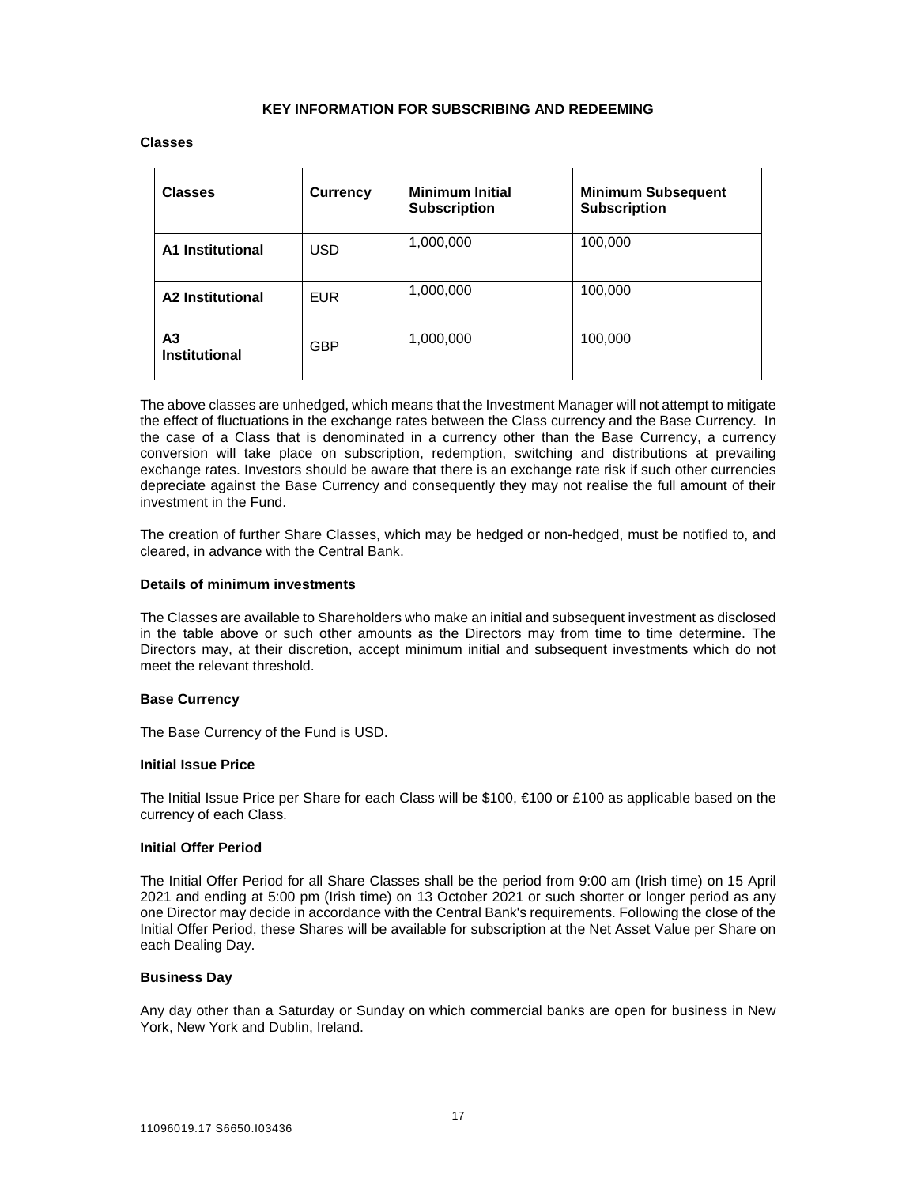## KEY INFORMATION FOR SUBSCRIBING AND REDEEMING

### Classes

| Classes | Currency | Minimum Initial Subscription | Minimum Subsequent Subscription |
|---|---|---|---|
| **A1 Institutional** | USD | 1,000,000 | 100,000 |
| **A2 Institutional** | EUR | 1,000,000 | 100,000 |
| **A3 Institutional** | GBP | 1,000,000 | 100,000 |

The above classes are unhedged, which means that the Investment Manager will not attempt to mitigate the effect of fluctuations in the exchange rates between the Class currency and the Base Currency. In the case of a Class that is denominated in a currency other than the Base Currency, a currency conversion will take place on subscription, redemption, switching and distributions at prevailing exchange rates. Investors should be aware that there is an exchange rate risk if such other currencies depreciate against the Base Currency and consequently they may not realise the full amount of their investment in the Fund.

The creation of further Share Classes, which may be hedged or non-hedged, must be notified to, and cleared, in advance with the Central Bank.

### Details of minimum investments

The Classes are available to Shareholders who make an initial and subsequent investment as disclosed in the table above or such other amounts as the Directors may from time to time determine. The Directors may, at their discretion, accept minimum initial and subsequent investments which do not meet the relevant threshold.

### Base Currency

The Base Currency of the Fund is USD.

### Initial Issue Price

The Initial Issue Price per Share for each Class will be $100, €100 or £100 as applicable based on the currency of each Class.

### Initial Offer Period

The Initial Offer Period for all Share Classes shall be the period from 9:00 am (Irish time) on 15 April 2021 and ending at 5:00 pm (Irish time) on 13 October 2021 or such shorter or longer period as any one Director may decide in accordance with the Central Bank's requirements. Following the close of the Initial Offer Period, these Shares will be available for subscription at the Net Asset Value per Share on each Dealing Day.

### Business Day

Any day other than a Saturday or Sunday on which commercial banks are open for business in New York, New York and Dublin, Ireland.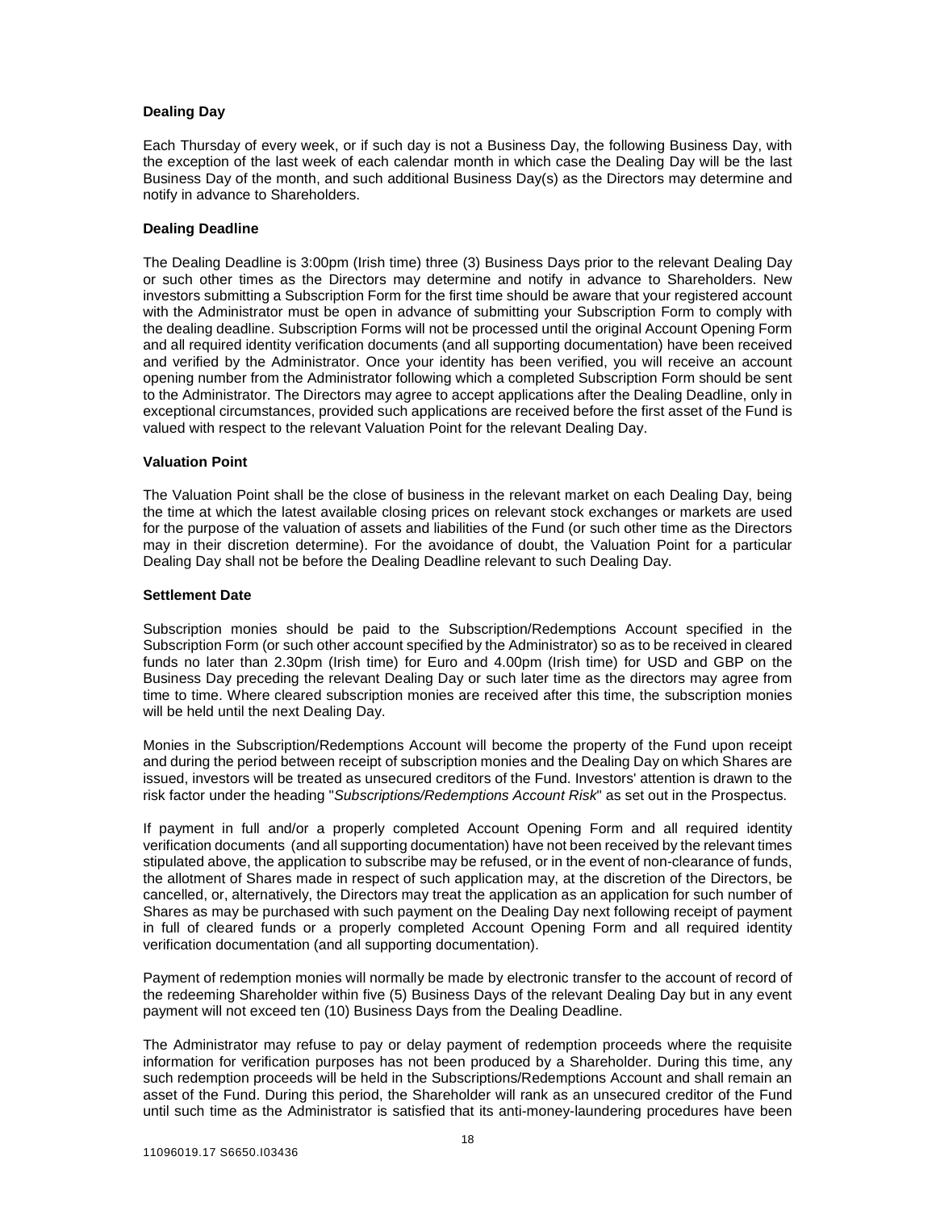**Dealing Day**

Each Thursday of every week, or if such day is not a Business Day, the following Business Day, with the exception of the last week of each calendar month in which case the Dealing Day will be the last Business Day of the month, and such additional Business Day(s) as the Directors may determine and notify in advance to Shareholders.

**Dealing Deadline**

The Dealing Deadline is 3:00pm (Irish time) three (3) Business Days prior to the relevant Dealing Day or such other times as the Directors may determine and notify in advance to Shareholders. New investors submitting a Subscription Form for the first time should be aware that your registered account with the Administrator must be open in advance of submitting your Subscription Form to comply with the dealing deadline. Subscription Forms will not be processed until the original Account Opening Form and all required identity verification documents (and all supporting documentation) have been received and verified by the Administrator. Once your identity has been verified, you will receive an account opening number from the Administrator following which a completed Subscription Form should be sent to the Administrator. The Directors may agree to accept applications after the Dealing Deadline, only in exceptional circumstances, provided such applications are received before the first asset of the Fund is valued with respect to the relevant Valuation Point for the relevant Dealing Day.

**Valuation Point**

The Valuation Point shall be the close of business in the relevant market on each Dealing Day, being the time at which the latest available closing prices on relevant stock exchanges or markets are used for the purpose of the valuation of assets and liabilities of the Fund (or such other time as the Directors may in their discretion determine). For the avoidance of doubt, the Valuation Point for a particular Dealing Day shall not be before the Dealing Deadline relevant to such Dealing Day.

**Settlement Date**

Subscription monies should be paid to the Subscription/Redemptions Account specified in the Subscription Form (or such other account specified by the Administrator) so as to be received in cleared funds no later than 2.30pm (Irish time) for Euro and 4.00pm (Irish time) for USD and GBP on the Business Day preceding the relevant Dealing Day or such later time as the directors may agree from time to time. Where cleared subscription monies are received after this time, the subscription monies will be held until the next Dealing Day.

Monies in the Subscription/Redemptions Account will become the property of the Fund upon receipt and during the period between receipt of subscription monies and the Dealing Day on which Shares are issued, investors will be treated as unsecured creditors of the Fund. Investors' attention is drawn to the risk factor under the heading "*Subscriptions/Redemptions Account Risk*" as set out in the Prospectus.

If payment in full and/or a properly completed Account Opening Form and all required identity verification documents (and all supporting documentation) have not been received by the relevant times stipulated above, the application to subscribe may be refused, or in the event of non-clearance of funds, the allotment of Shares made in respect of such application may, at the discretion of the Directors, be cancelled, or, alternatively, the Directors may treat the application as an application for such number of Shares as may be purchased with such payment on the Dealing Day next following receipt of payment in full of cleared funds or a properly completed Account Opening Form and all required identity verification documentation (and all supporting documentation).

Payment of redemption monies will normally be made by electronic transfer to the account of record of the redeeming Shareholder within five (5) Business Days of the relevant Dealing Day but in any event payment will not exceed ten (10) Business Days from the Dealing Deadline.

The Administrator may refuse to pay or delay payment of redemption proceeds where the requisite information for verification purposes has not been produced by a Shareholder. During this time, any such redemption proceeds will be held in the Subscriptions/Redemptions Account and shall remain an asset of the Fund. During this period, the Shareholder will rank as an unsecured creditor of the Fund until such time as the Administrator is satisfied that its anti-money-laundering procedures have been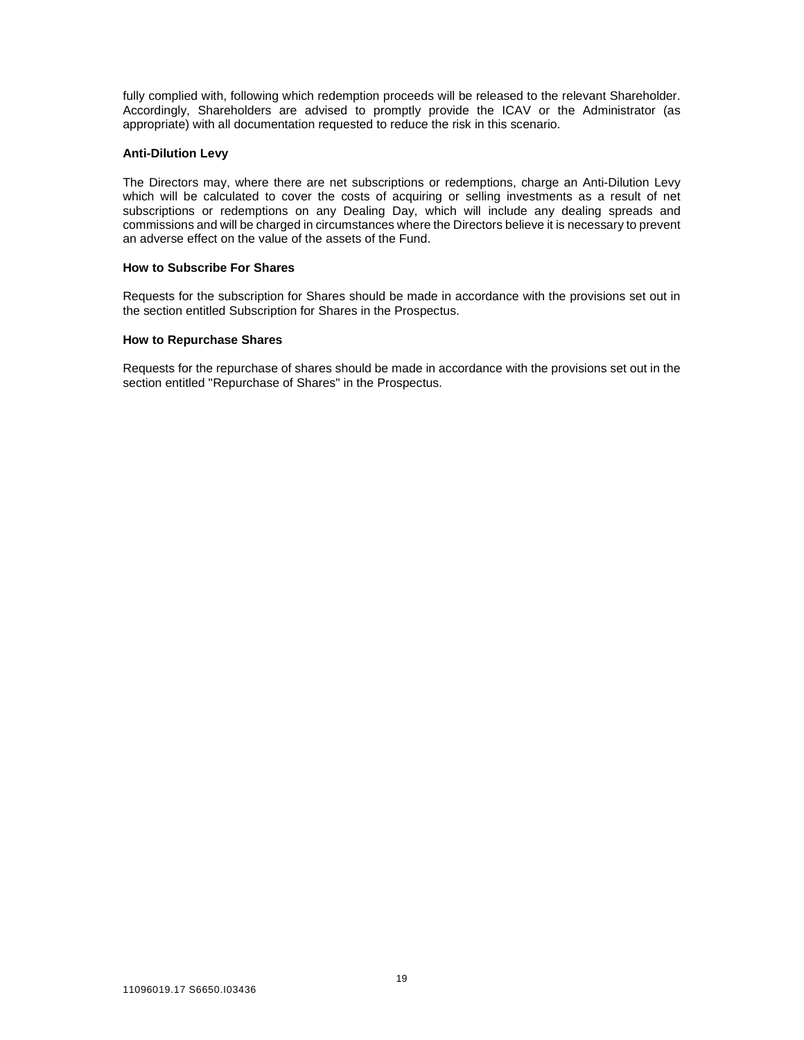fully complied with, following which redemption proceeds will be released to the relevant Shareholder. Accordingly, Shareholders are advised to promptly provide the ICAV or the Administrator (as appropriate) with all documentation requested to reduce the risk in this scenario.

**Anti-Dilution Levy**

The Directors may, where there are net subscriptions or redemptions, charge an Anti-Dilution Levy which will be calculated to cover the costs of acquiring or selling investments as a result of net subscriptions or redemptions on any Dealing Day, which will include any dealing spreads and commissions and will be charged in circumstances where the Directors believe it is necessary to prevent an adverse effect on the value of the assets of the Fund.

**How to Subscribe For Shares**

Requests for the subscription for Shares should be made in accordance with the provisions set out in the section entitled Subscription for Shares in the Prospectus.

**How to Repurchase Shares**

Requests for the repurchase of shares should be made in accordance with the provisions set out in the section entitled "Repurchase of Shares" in the Prospectus.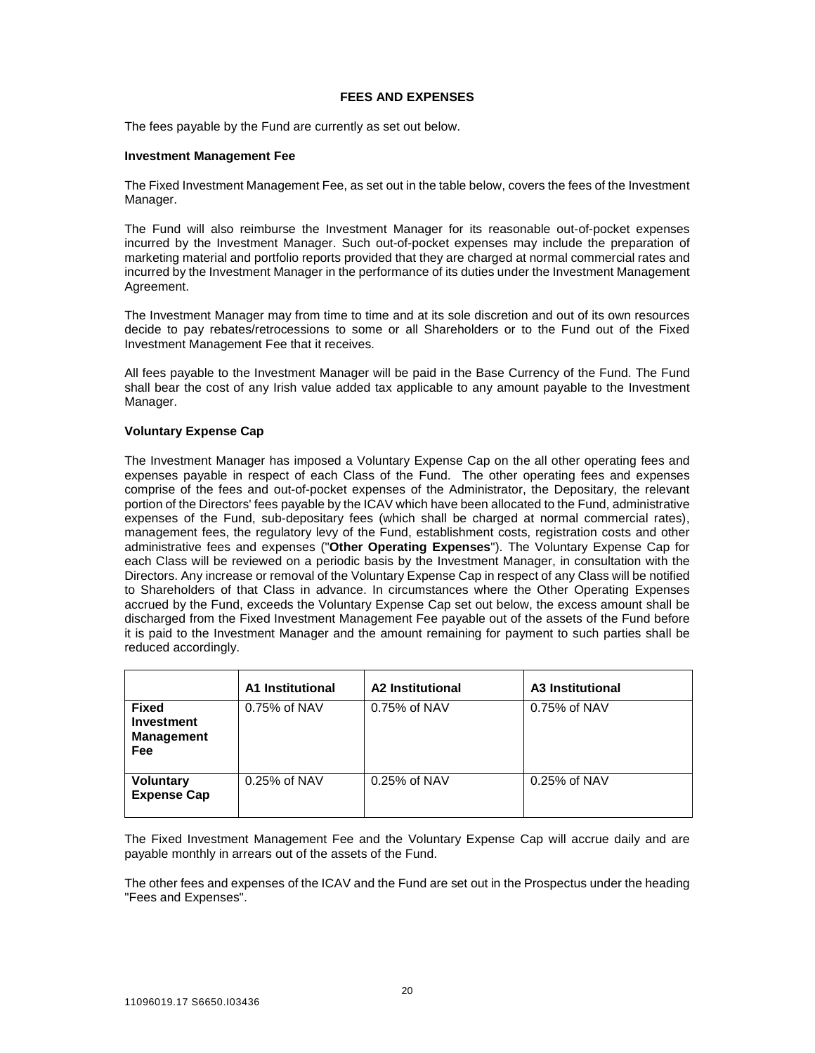## FEES AND EXPENSES

The fees payable by the Fund are currently as set out below.

### Investment Management Fee

The Fixed Investment Management Fee, as set out in the table below, covers the fees of the Investment Manager.

The Fund will also reimburse the Investment Manager for its reasonable out-of-pocket expenses incurred by the Investment Manager. Such out-of-pocket expenses may include the preparation of marketing material and portfolio reports provided that they are charged at normal commercial rates and incurred by the Investment Manager in the performance of its duties under the Investment Management Agreement.

The Investment Manager may from time to time and at its sole discretion and out of its own resources decide to pay rebates/retrocessions to some or all Shareholders or to the Fund out of the Fixed Investment Management Fee that it receives.

All fees payable to the Investment Manager will be paid in the Base Currency of the Fund. The Fund shall bear the cost of any Irish value added tax applicable to any amount payable to the Investment Manager.

### Voluntary Expense Cap

The Investment Manager has imposed a Voluntary Expense Cap on the all other operating fees and expenses payable in respect of each Class of the Fund. The other operating fees and expenses comprise of the fees and out-of-pocket expenses of the Administrator, the Depositary, the relevant portion of the Directors' fees payable by the ICAV which have been allocated to the Fund, administrative expenses of the Fund, sub-depositary fees (which shall be charged at normal commercial rates), management fees, the regulatory levy of the Fund, establishment costs, registration costs and other administrative fees and expenses ("**Other Operating Expenses**"). The Voluntary Expense Cap for each Class will be reviewed on a periodic basis by the Investment Manager, in consultation with the Directors. Any increase or removal of the Voluntary Expense Cap in respect of any Class will be notified to Shareholders of that Class in advance. In circumstances where the Other Operating Expenses accrued by the Fund, exceeds the Voluntary Expense Cap set out below, the excess amount shall be discharged from the Fixed Investment Management Fee payable out of the assets of the Fund before it is paid to the Investment Manager and the amount remaining for payment to such parties shall be reduced accordingly.

| | A1 Institutional | A2 Institutional | A3 Institutional |
|---|---|---|---|
| **Fixed Investment Management Fee** | 0.75% of NAV | 0.75% of NAV | 0.75% of NAV |
| **Voluntary Expense Cap** | 0.25% of NAV | 0.25% of NAV | 0.25% of NAV |

The Fixed Investment Management Fee and the Voluntary Expense Cap will accrue daily and are payable monthly in arrears out of the assets of the Fund.

The other fees and expenses of the ICAV and the Fund are set out in the Prospectus under the heading "Fees and Expenses".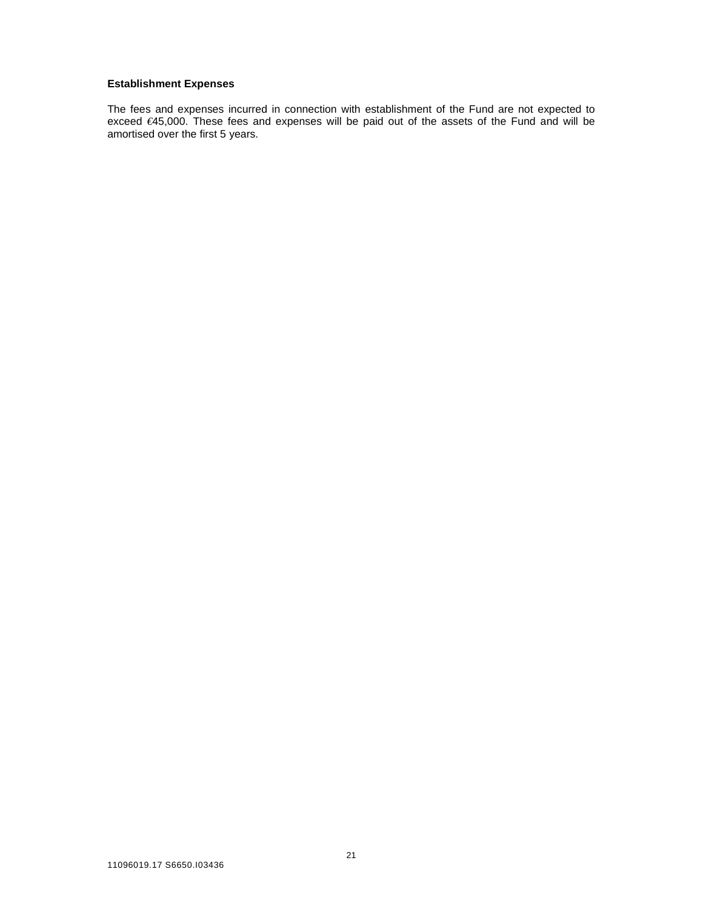**Establishment Expenses**

The fees and expenses incurred in connection with establishment of the Fund are not expected to exceed €45,000. These fees and expenses will be paid out of the assets of the Fund and will be amortised over the first 5 years.